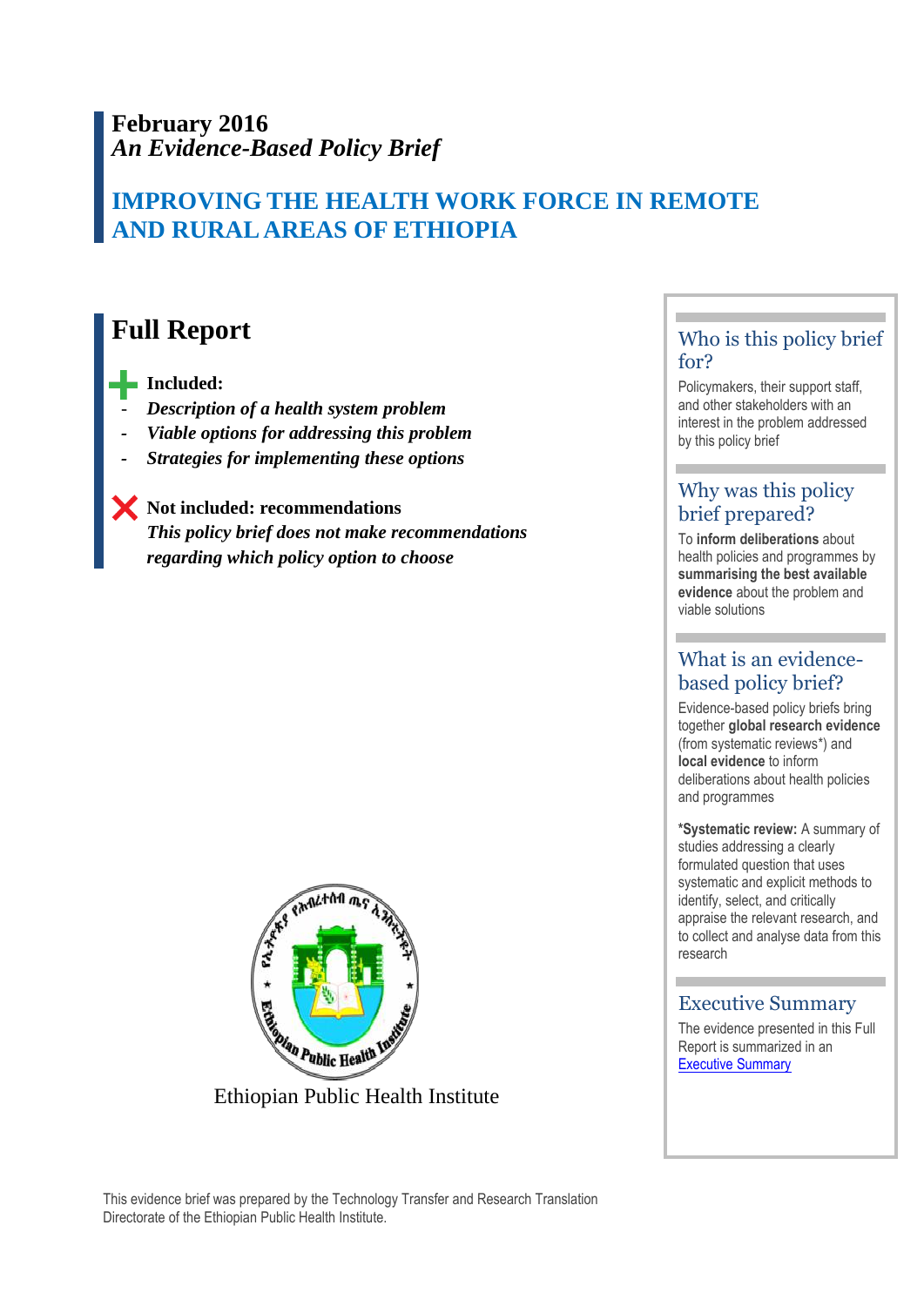**February 2016**
***An Evidence-Based Policy Brief***

# IMPROVING THE HEALTH WORK FORCE IN REMOTE AND RURAL AREAS OF ETHIOPIA

## Full Report

**Included:**

- ***Description of a health system problem***
- ***Viable options for addressing this problem***
- ***Strategies for implementing these options***

**Not included: recommendations**
***This policy brief does not make recommendations regarding which policy option to choose***

Ethiopian Public Health Institute

### Who is this policy brief for?

Policymakers, their support staff, and other stakeholders with an interest in the problem addressed by this policy brief

### Why was this policy brief prepared?

To **inform deliberations** about health policies and programmes by **summarising the best available evidence** about the problem and viable solutions

### What is an evidence-based policy brief?

Evidence-based policy briefs bring together **global research evidence** (from systematic reviews*) and **local evidence** to inform deliberations about health policies and programmes

***Systematic review:** A summary of studies addressing a clearly formulated question that uses systematic and explicit methods to identify, select, and critically appraise the relevant research, and to collect and analyse data from this research

### Executive Summary

The evidence presented in this Full Report is summarized in an Executive Summary

This evidence brief was prepared by the Technology Transfer and Research Translation Directorate of the Ethiopian Public Health Institute.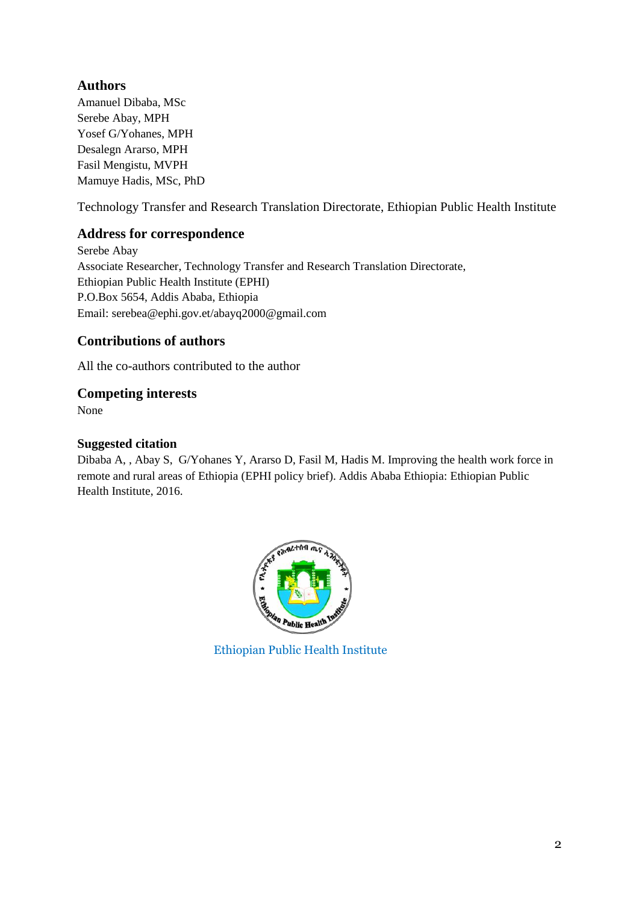## Authors

Amanuel Dibaba, MSc
Serebe Abay, MPH
Yosef G/Yohanes, MPH
Desalegn Ararso, MPH
Fasil Mengistu, MVPH
Mamuye Hadis, MSc, PhD

Technology Transfer and Research Translation Directorate, Ethiopian Public Health Institute

## Address for correspondence

Serebe Abay
Associate Researcher, Technology Transfer and Research Translation Directorate,
Ethiopian Public Health Institute (EPHI)
P.O.Box 5654, Addis Ababa, Ethiopia
Email: serebea@ephi.gov.et/abayq2000@gmail.com

## Contributions of authors

All the co-authors contributed to the author

## Competing interests

None

### Suggested citation

Dibaba A, , Abay S, G/Yohanes Y, Ararso D, Fasil M, Hadis M. Improving the health work force in remote and rural areas of Ethiopia (EPHI policy brief). Addis Ababa Ethiopia: Ethiopian Public Health Institute, 2016.

Ethiopian Public Health Institute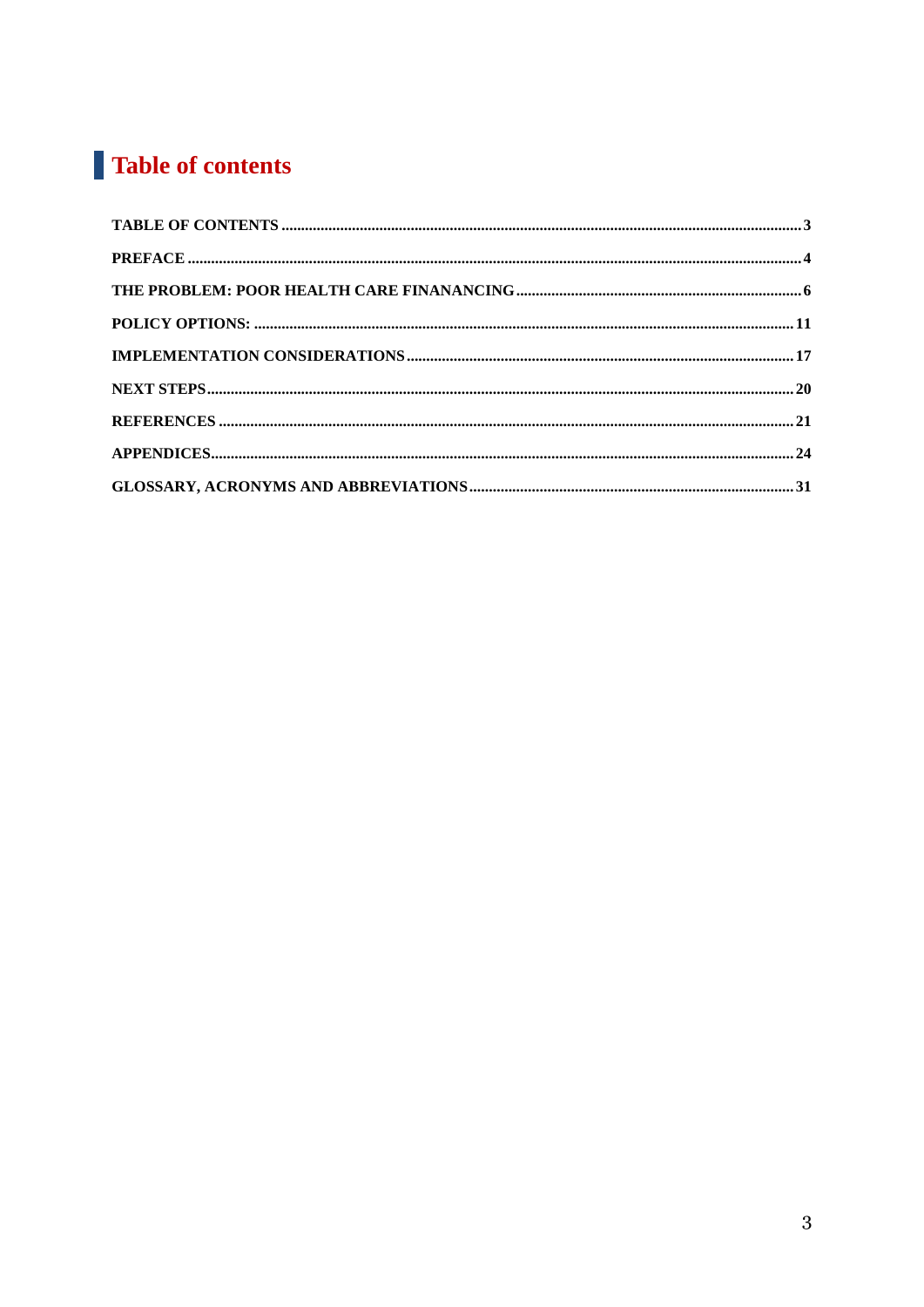# Table of contents

**TABLE OF CONTENTS** .......... **3**

**PREFACE** .......... **4**

**THE PROBLEM: POOR HEALTH CARE FINANANCING** .......... **6**

**POLICY OPTIONS:** .......... **11**

**IMPLEMENTATION CONSIDERATIONS** .......... **17**

**NEXT STEPS** .......... **20**

**REFERENCES** .......... **21**

**APPENDICES** .......... **24**

**GLOSSARY, ACRONYMS AND ABBREVIATIONS** .......... **31**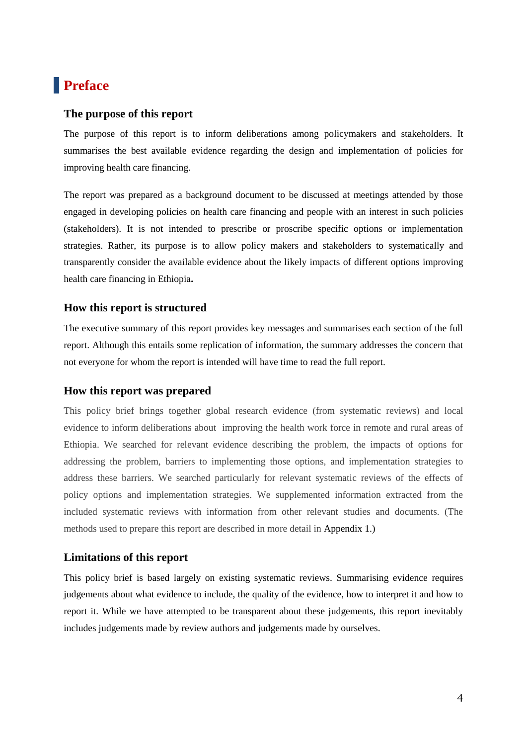# Preface

## The purpose of this report

The purpose of this report is to inform deliberations among policymakers and stakeholders. It summarises the best available evidence regarding the design and implementation of policies for improving health care financing.

The report was prepared as a background document to be discussed at meetings attended by those engaged in developing policies on health care financing and people with an interest in such policies (stakeholders). It is not intended to prescribe or proscribe specific options or implementation strategies. Rather, its purpose is to allow policy makers and stakeholders to systematically and transparently consider the available evidence about the likely impacts of different options improving health care financing in Ethiopia**.**

## How this report is structured

The executive summary of this report provides key messages and summarises each section of the full report. Although this entails some replication of information, the summary addresses the concern that not everyone for whom the report is intended will have time to read the full report.

## How this report was prepared

This policy brief brings together global research evidence (from systematic reviews) and local evidence to inform deliberations about improving the health work force in remote and rural areas of Ethiopia. We searched for relevant evidence describing the problem, the impacts of options for addressing the problem, barriers to implementing those options, and implementation strategies to address these barriers. We searched particularly for relevant systematic reviews of the effects of policy options and implementation strategies. We supplemented information extracted from the included systematic reviews with information from other relevant studies and documents. (The methods used to prepare this report are described in more detail in Appendix 1.)

## Limitations of this report

This policy brief is based largely on existing systematic reviews. Summarising evidence requires judgements about what evidence to include, the quality of the evidence, how to interpret it and how to report it. While we have attempted to be transparent about these judgements, this report inevitably includes judgements made by review authors and judgements made by ourselves.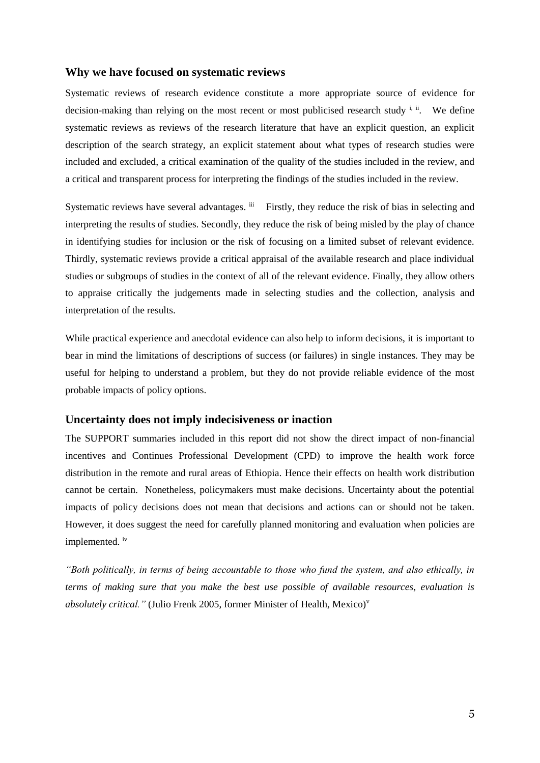## Why we have focused on systematic reviews

Systematic reviews of research evidence constitute a more appropriate source of evidence for decision-making than relying on the most recent or most publicised research study [i, ii]. We define systematic reviews as reviews of the research literature that have an explicit question, an explicit description of the search strategy, an explicit statement about what types of research studies were included and excluded, a critical examination of the quality of the studies included in the review, and a critical and transparent process for interpreting the findings of the studies included in the review.

Systematic reviews have several advantages. [iii] Firstly, they reduce the risk of bias in selecting and interpreting the results of studies. Secondly, they reduce the risk of being misled by the play of chance in identifying studies for inclusion or the risk of focusing on a limited subset of relevant evidence. Thirdly, systematic reviews provide a critical appraisal of the available research and place individual studies or subgroups of studies in the context of all of the relevant evidence. Finally, they allow others to appraise critically the judgements made in selecting studies and the collection, analysis and interpretation of the results.

While practical experience and anecdotal evidence can also help to inform decisions, it is important to bear in mind the limitations of descriptions of success (or failures) in single instances. They may be useful for helping to understand a problem, but they do not provide reliable evidence of the most probable impacts of policy options.

## Uncertainty does not imply indecisiveness or inaction

The SUPPORT summaries included in this report did not show the direct impact of non-financial incentives and Continues Professional Development (CPD) to improve the health work force distribution in the remote and rural areas of Ethiopia. Hence their effects on health work distribution cannot be certain. Nonetheless, policymakers must make decisions. Uncertainty about the potential impacts of policy decisions does not mean that decisions and actions can or should not be taken. However, it does suggest the need for carefully planned monitoring and evaluation when policies are implemented. [iv]

*"Both politically, in terms of being accountable to those who fund the system, and also ethically, in terms of making sure that you make the best use possible of available resources, evaluation is absolutely critical."* (Julio Frenk 2005, former Minister of Health, Mexico)[v]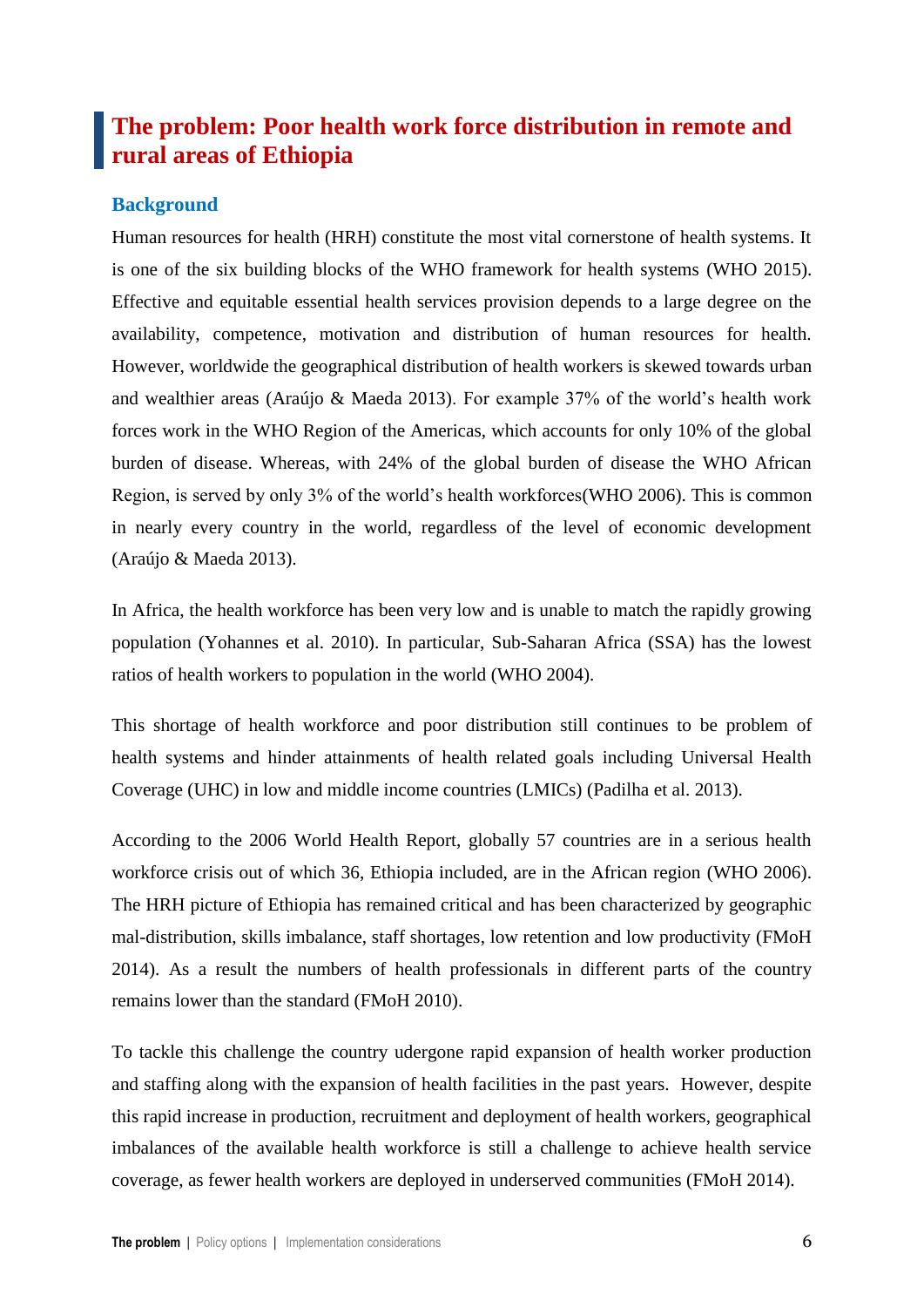# The problem: Poor health work force distribution in remote and rural areas of Ethiopia

## Background

Human resources for health (HRH) constitute the most vital cornerstone of health systems. It is one of the six building blocks of the WHO framework for health systems (WHO 2015). Effective and equitable essential health services provision depends to a large degree on the availability, competence, motivation and distribution of human resources for health. However, worldwide the geographical distribution of health workers is skewed towards urban and wealthier areas (Araújo & Maeda 2013). For example 37% of the world's health work forces work in the WHO Region of the Americas, which accounts for only 10% of the global burden of disease. Whereas, with 24% of the global burden of disease the WHO African Region, is served by only 3% of the world's health workforces(WHO 2006). This is common in nearly every country in the world, regardless of the level of economic development (Araújo & Maeda 2013).

In Africa, the health workforce has been very low and is unable to match the rapidly growing population (Yohannes et al. 2010). In particular, Sub-Saharan Africa (SSA) has the lowest ratios of health workers to population in the world (WHO 2004).

This shortage of health workforce and poor distribution still continues to be problem of health systems and hinder attainments of health related goals including Universal Health Coverage (UHC) in low and middle income countries (LMICs) (Padilha et al. 2013).

According to the 2006 World Health Report, globally 57 countries are in a serious health workforce crisis out of which 36, Ethiopia included, are in the African region (WHO 2006). The HRH picture of Ethiopia has remained critical and has been characterized by geographic mal-distribution, skills imbalance, staff shortages, low retention and low productivity (FMoH 2014). As a result the numbers of health professionals in different parts of the country remains lower than the standard (FMoH 2010).

To tackle this challenge the country udergone rapid expansion of health worker production and staffing along with the expansion of health facilities in the past years. However, despite this rapid increase in production, recruitment and deployment of health workers, geographical imbalances of the available health workforce is still a challenge to achieve health service coverage, as fewer health workers are deployed in underserved communities (FMoH 2014).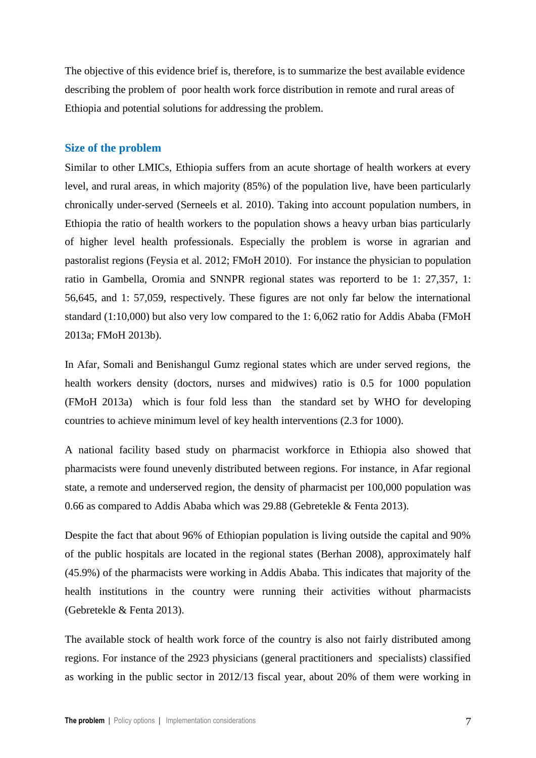The objective of this evidence brief is, therefore, is to summarize the best available evidence describing the problem of poor health work force distribution in remote and rural areas of Ethiopia and potential solutions for addressing the problem.

## Size of the problem

Similar to other LMICs, Ethiopia suffers from an acute shortage of health workers at every level, and rural areas, in which majority (85%) of the population live, have been particularly chronically under-served (Serneels et al. 2010). Taking into account population numbers, in Ethiopia the ratio of health workers to the population shows a heavy urban bias particularly of higher level health professionals. Especially the problem is worse in agrarian and pastoralist regions (Feysia et al. 2012; FMoH 2010). For instance the physician to population ratio in Gambella, Oromia and SNNPR regional states was reporterd to be 1: 27,357, 1: 56,645, and 1: 57,059, respectively. These figures are not only far below the international standard (1:10,000) but also very low compared to the 1: 6,062 ratio for Addis Ababa (FMoH 2013a; FMoH 2013b).

In Afar, Somali and Benishangul Gumz regional states which are under served regions, the health workers density (doctors, nurses and midwives) ratio is 0.5 for 1000 population (FMoH 2013a) which is four fold less than the standard set by WHO for developing countries to achieve minimum level of key health interventions (2.3 for 1000).

A national facility based study on pharmacist workforce in Ethiopia also showed that pharmacists were found unevenly distributed between regions. For instance, in Afar regional state, a remote and underserved region, the density of pharmacist per 100,000 population was 0.66 as compared to Addis Ababa which was 29.88 (Gebretekle & Fenta 2013).

Despite the fact that about 96% of Ethiopian population is living outside the capital and 90% of the public hospitals are located in the regional states (Berhan 2008), approximately half (45.9%) of the pharmacists were working in Addis Ababa. This indicates that majority of the health institutions in the country were running their activities without pharmacists (Gebretekle & Fenta 2013).

The available stock of health work force of the country is also not fairly distributed among regions. For instance of the 2923 physicians (general practitioners and specialists) classified as working in the public sector in 2012/13 fiscal year, about 20% of them were working in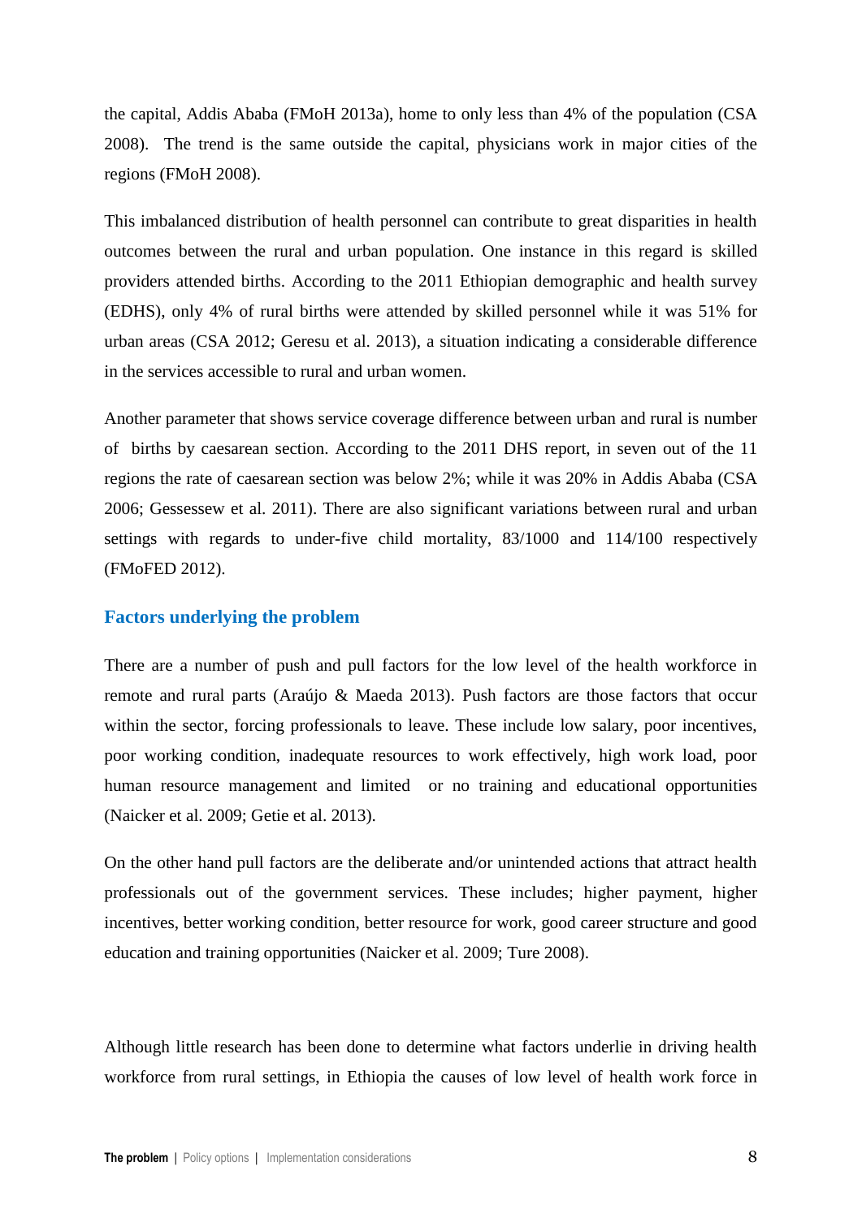the capital, Addis Ababa (FMoH 2013a), home to only less than 4% of the population (CSA 2008). The trend is the same outside the capital, physicians work in major cities of the regions (FMoH 2008).

This imbalanced distribution of health personnel can contribute to great disparities in health outcomes between the rural and urban population. One instance in this regard is skilled providers attended births. According to the 2011 Ethiopian demographic and health survey (EDHS), only 4% of rural births were attended by skilled personnel while it was 51% for urban areas (CSA 2012; Geresu et al. 2013), a situation indicating a considerable difference in the services accessible to rural and urban women.

Another parameter that shows service coverage difference between urban and rural is number of births by caesarean section. According to the 2011 DHS report, in seven out of the 11 regions the rate of caesarean section was below 2%; while it was 20% in Addis Ababa (CSA 2006; Gessessew et al. 2011). There are also significant variations between rural and urban settings with regards to under-five child mortality, 83/1000 and 114/100 respectively (FMoFED 2012).

## Factors underlying the problem

There are a number of push and pull factors for the low level of the health workforce in remote and rural parts (Araújo & Maeda 2013). Push factors are those factors that occur within the sector, forcing professionals to leave. These include low salary, poor incentives, poor working condition, inadequate resources to work effectively, high work load, poor human resource management and limited or no training and educational opportunities (Naicker et al. 2009; Getie et al. 2013).

On the other hand pull factors are the deliberate and/or unintended actions that attract health professionals out of the government services. These includes; higher payment, higher incentives, better working condition, better resource for work, good career structure and good education and training opportunities (Naicker et al. 2009; Ture 2008).

Although little research has been done to determine what factors underlie in driving health workforce from rural settings, in Ethiopia the causes of low level of health work force in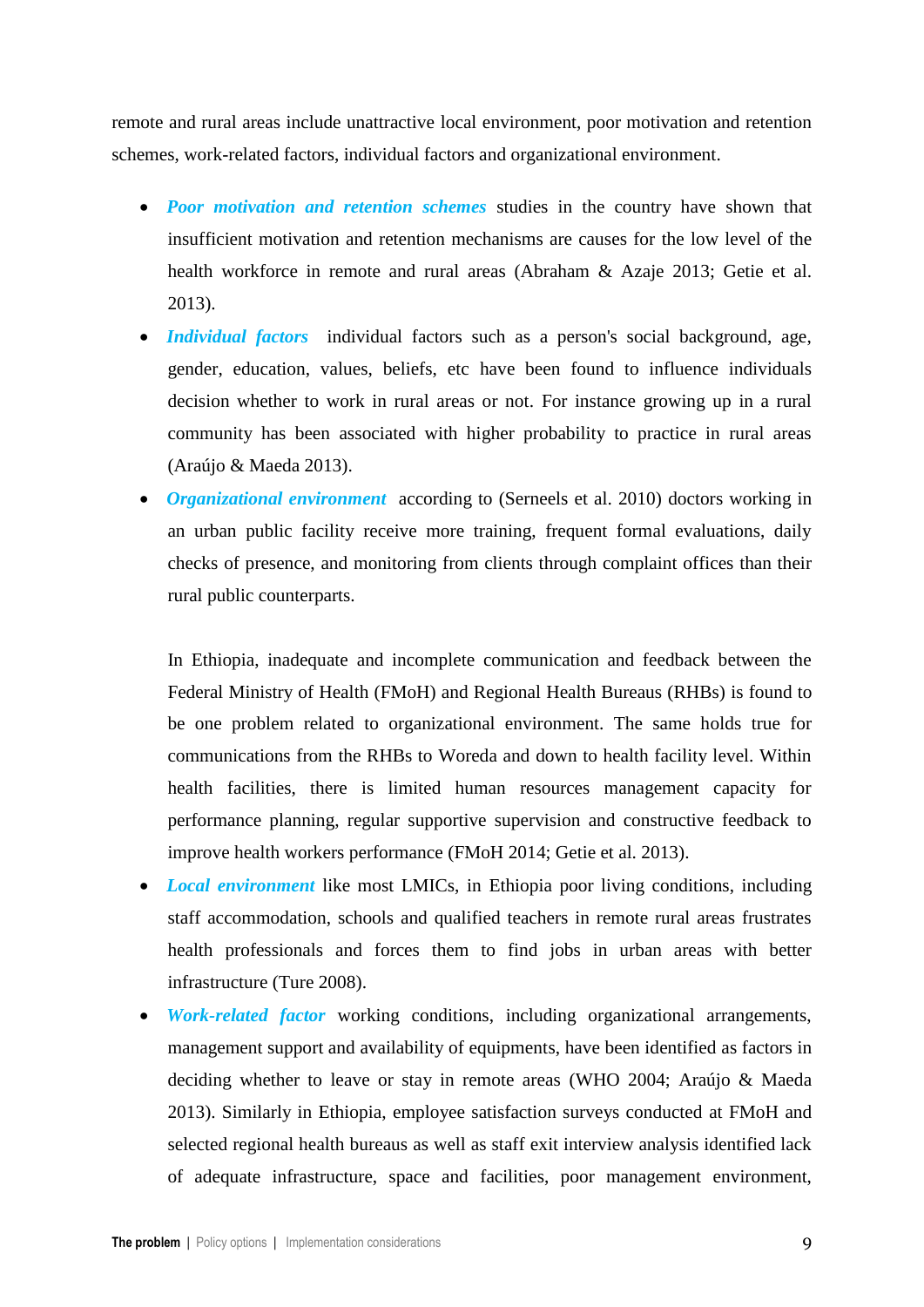remote and rural areas include unattractive local environment, poor motivation and retention schemes, work-related factors, individual factors and organizational environment.

- ***Poor motivation and retention schemes*** studies in the country have shown that insufficient motivation and retention mechanisms are causes for the low level of the health workforce in remote and rural areas (Abraham & Azaje 2013; Getie et al. 2013).
- ***Individual factors*** individual factors such as a person's social background, age, gender, education, values, beliefs, etc have been found to influence individuals decision whether to work in rural areas or not. For instance growing up in a rural community has been associated with higher probability to practice in rural areas (Araújo & Maeda 2013).
- ***Organizational environment*** according to (Serneels et al. 2010) doctors working in an urban public facility receive more training, frequent formal evaluations, daily checks of presence, and monitoring from clients through complaint offices than their rural public counterparts.

  In Ethiopia, inadequate and incomplete communication and feedback between the Federal Ministry of Health (FMoH) and Regional Health Bureaus (RHBs) is found to be one problem related to organizational environment. The same holds true for communications from the RHBs to Woreda and down to health facility level. Within health facilities, there is limited human resources management capacity for performance planning, regular supportive supervision and constructive feedback to improve health workers performance (FMoH 2014; Getie et al. 2013).
- ***Local environment*** like most LMICs, in Ethiopia poor living conditions, including staff accommodation, schools and qualified teachers in remote rural areas frustrates health professionals and forces them to find jobs in urban areas with better infrastructure (Ture 2008).
- ***Work-related factor*** working conditions, including organizational arrangements, management support and availability of equipments, have been identified as factors in deciding whether to leave or stay in remote areas (WHO 2004; Araújo & Maeda 2013). Similarly in Ethiopia, employee satisfaction surveys conducted at FMoH and selected regional health bureaus as well as staff exit interview analysis identified lack of adequate infrastructure, space and facilities, poor management environment,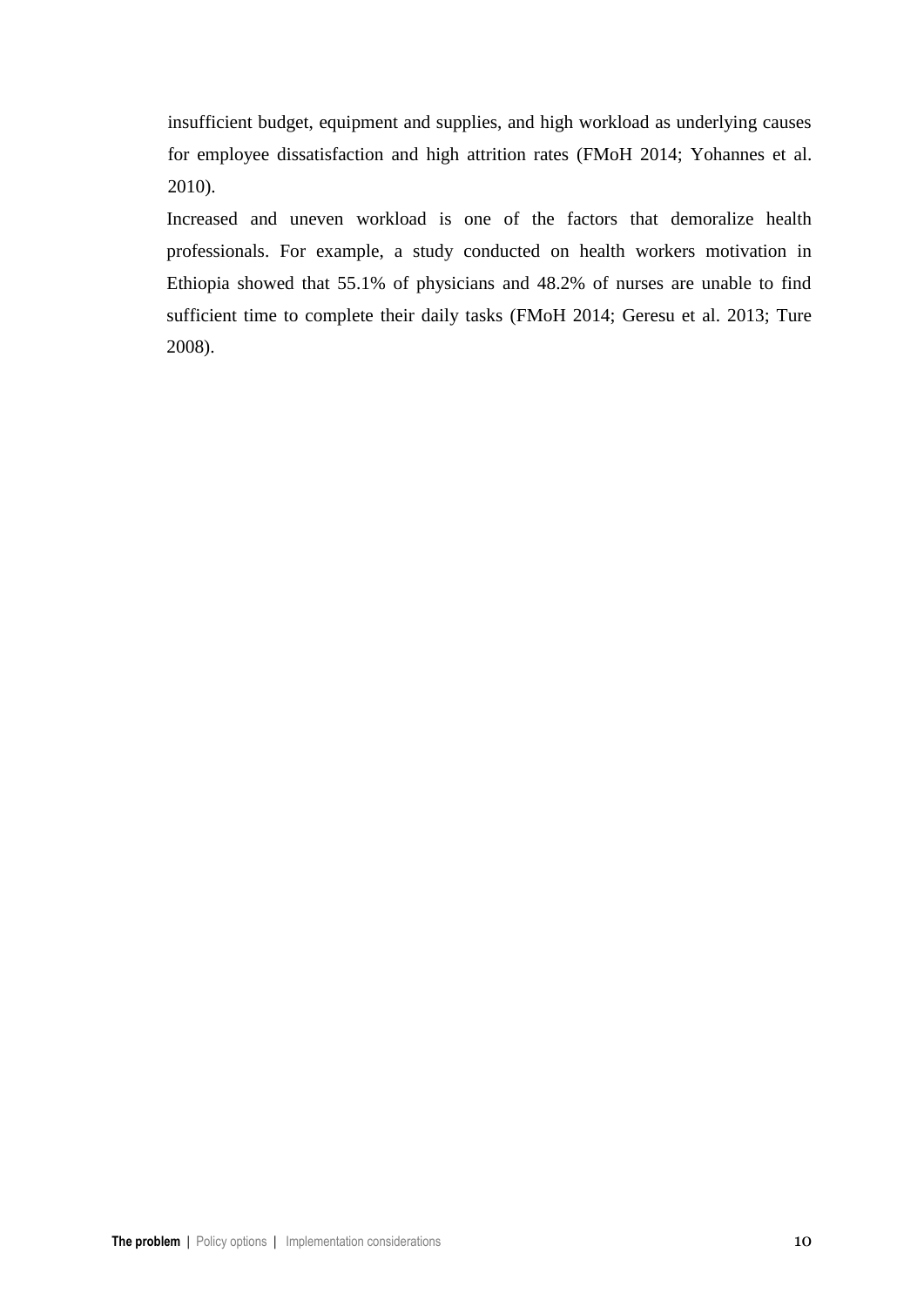insufficient budget, equipment and supplies, and high workload as underlying causes for employee dissatisfaction and high attrition rates (FMoH 2014; Yohannes et al. 2010).

Increased and uneven workload is one of the factors that demoralize health professionals. For example, a study conducted on health workers motivation in Ethiopia showed that 55.1% of physicians and 48.2% of nurses are unable to find sufficient time to complete their daily tasks (FMoH 2014; Geresu et al. 2013; Ture 2008).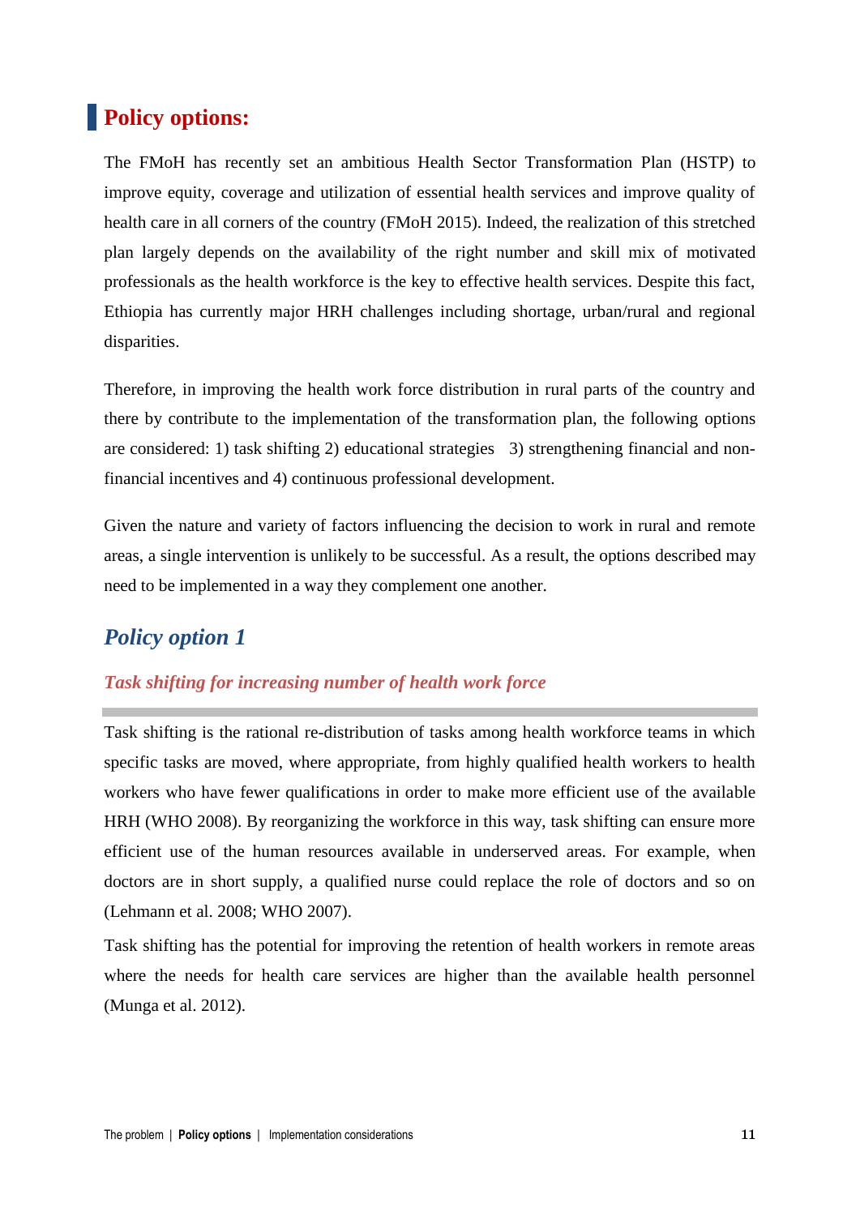## Policy options:

The FMoH has recently set an ambitious Health Sector Transformation Plan (HSTP) to improve equity, coverage and utilization of essential health services and improve quality of health care in all corners of the country (FMoH 2015). Indeed, the realization of this stretched plan largely depends on the availability of the right number and skill mix of motivated professionals as the health workforce is the key to effective health services. Despite this fact, Ethiopia has currently major HRH challenges including shortage, urban/rural and regional disparities.

Therefore, in improving the health work force distribution in rural parts of the country and there by contribute to the implementation of the transformation plan, the following options are considered: 1) task shifting 2) educational strategies 3) strengthening financial and non-financial incentives and 4) continuous professional development.

Given the nature and variety of factors influencing the decision to work in rural and remote areas, a single intervention is unlikely to be successful. As a result, the options described may need to be implemented in a way they complement one another.

### *Policy option 1*

#### *Task shifting for increasing number of health work force*

Task shifting is the rational re-distribution of tasks among health workforce teams in which specific tasks are moved, where appropriate, from highly qualified health workers to health workers who have fewer qualifications in order to make more efficient use of the available HRH (WHO 2008). By reorganizing the workforce in this way, task shifting can ensure more efficient use of the human resources available in underserved areas. For example, when doctors are in short supply, a qualified nurse could replace the role of doctors and so on (Lehmann et al. 2008; WHO 2007).

Task shifting has the potential for improving the retention of health workers in remote areas where the needs for health care services are higher than the available health personnel (Munga et al. 2012).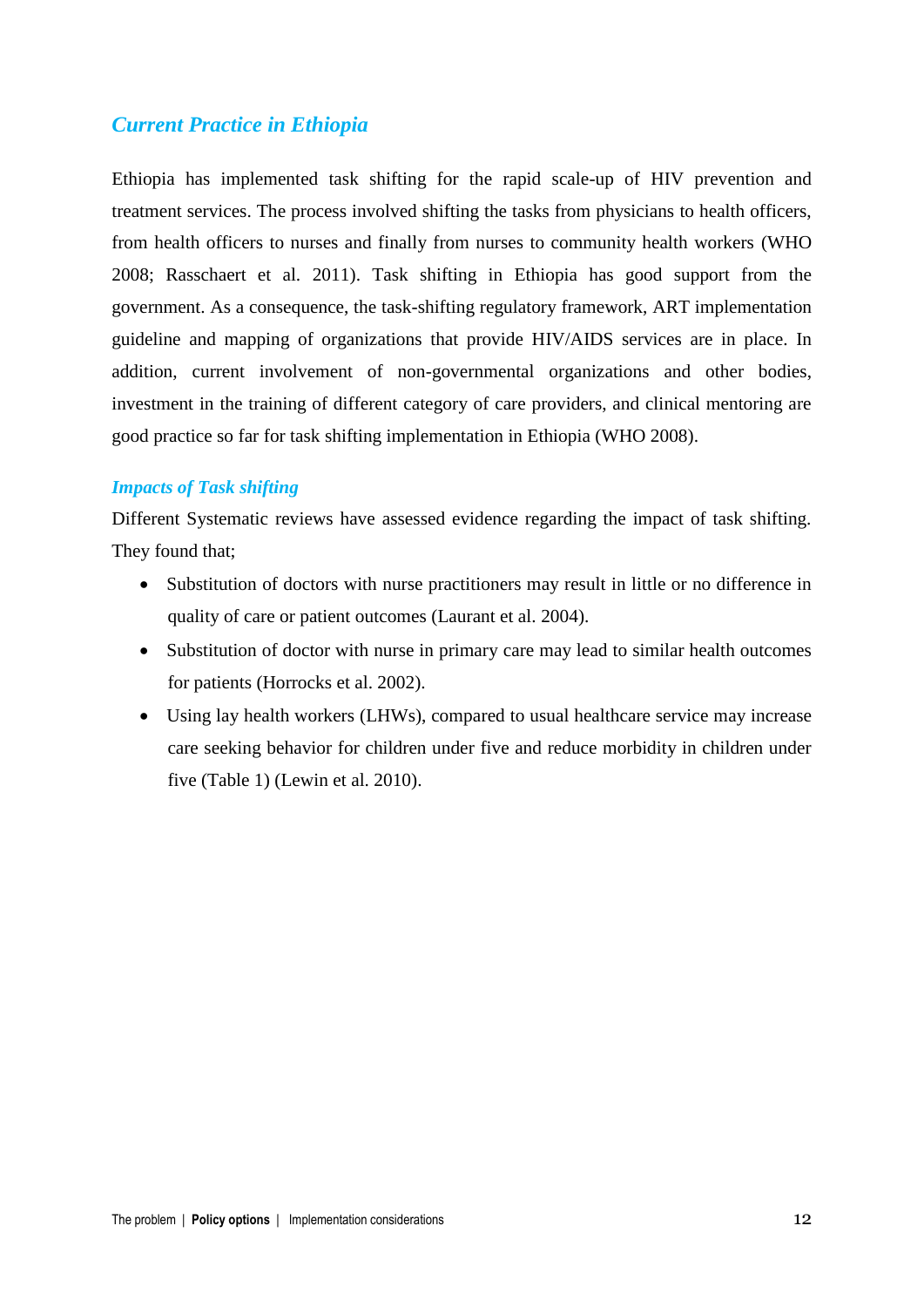## *Current Practice in Ethiopia*

Ethiopia has implemented task shifting for the rapid scale-up of HIV prevention and treatment services. The process involved shifting the tasks from physicians to health officers, from health officers to nurses and finally from nurses to community health workers (WHO 2008; Rasschaert et al. 2011). Task shifting in Ethiopia has good support from the government. As a consequence, the task-shifting regulatory framework, ART implementation guideline and mapping of organizations that provide HIV/AIDS services are in place. In addition, current involvement of non-governmental organizations and other bodies, investment in the training of different category of care providers, and clinical mentoring are good practice so far for task shifting implementation in Ethiopia (WHO 2008).

### *Impacts of Task shifting*

Different Systematic reviews have assessed evidence regarding the impact of task shifting. They found that;

- Substitution of doctors with nurse practitioners may result in little or no difference in quality of care or patient outcomes (Laurant et al. 2004).
- Substitution of doctor with nurse in primary care may lead to similar health outcomes for patients (Horrocks et al. 2002).
- Using lay health workers (LHWs), compared to usual healthcare service may increase care seeking behavior for children under five and reduce morbidity in children under five (Table 1) (Lewin et al. 2010).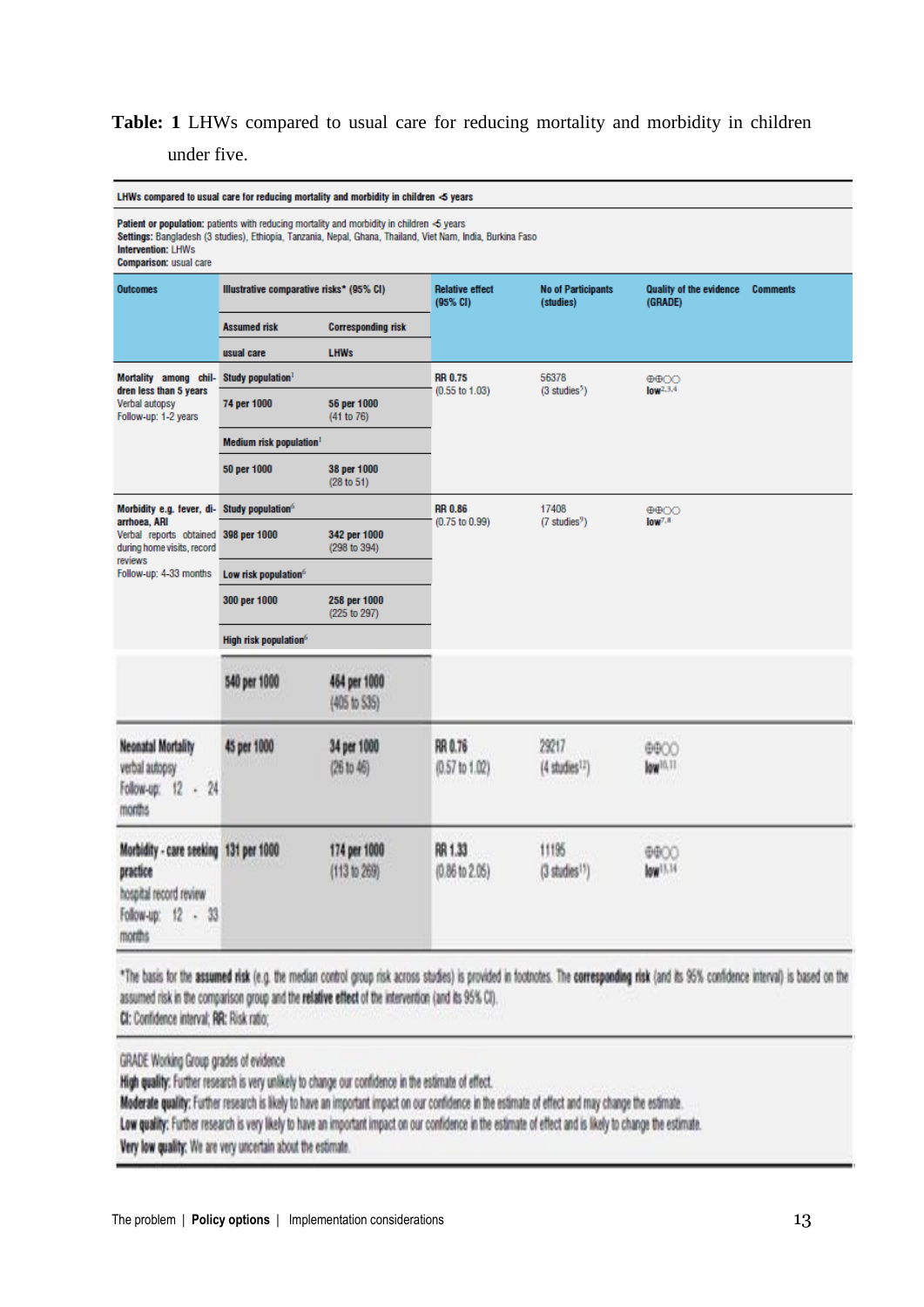**Table: 1** LHWs compared to usual care for reducing mortality and morbidity in children under five.

**LHWs compared to usual care for reducing mortality and morbidity in children <5 years**

**Patient or population:** patients with reducing mortality and morbidity in children <5 years
**Settings:** Bangladesh (3 studies), Ethiopia, Tanzania, Nepal, Ghana, Thailand, Viet Nam, India, Burkina Faso
**Intervention:** LHWs
**Comparison:** usual care

| Outcomes | Illustrative comparative risks* (95% CI) | | Relative effect (95% CI) | No of Participants (studies) | Quality of the evidence (GRADE) | Comments |
|---|---|---|---|---|---|---|
| | Assumed risk | Corresponding risk | | | | |
| | usual care | LHWs | | | | |
| **Mortality among children less than 5 years** Verbal autopsy Follow-up: 1-2 years | **Study population**[1] | | **RR 0.75** (0.55 to 1.03) | 56378 (3 studies[1]) | ⊕⊕◯◯ **low**[2,3,4] | |
| | **74 per 1000** | **56 per 1000** (41 to 76) | | | | |
| | **Medium risk population**[1] | | | | | |
| | **50 per 1000** | **38 per 1000** (28 to 51) | | | | |
| **Morbidity e.g. fever, diarrhoea, ARI** Verbal reports obtained during home visits, record reviews Follow-up: 4-33 months | **Study population**[6] | | **RR 0.86** (0.75 to 0.99) | 17408 (7 studies[9]) | ⊕⊕◯◯ **low**[7,8] | |
| | **398 per 1000** | **342 per 1000** (298 to 394) | | | | |
| | **Low risk population**[6] | | | | | |
| | **300 per 1000** | **258 per 1000** (225 to 297) | | | | |
| | **High risk population**[6] | | | | | |
| | **540 per 1000** | **464 per 1000** (405 to 535) | | | | |
| **Neonatal Mortality** verbal autopsy Follow-up: 12 - 24 months | **45 per 1000** | **34 per 1000** (26 to 46) | **RR 0.76** (0.57 to 1.02) | 29217 (4 studies[12]) | ⊕⊕◯◯ **low**[10,11] | |
| **Morbidity - care seeking practice** hospital record review Follow-up: 12 - 33 months | **131 per 1000** | **174 per 1000** (113 to 269) | **RR 1.33** (0.86 to 2.05) | 11195 (3 studies[15]) | ⊕⊕◯◯ **low**[13,14] | |

*The basis for the **assumed risk** (e.g. the median control group risk across studies) is provided in footnotes. The **corresponding risk** (and its 95% confidence interval) is based on the assumed risk in the comparison group and the **relative effect** of the intervention (and its 95% CI).
**CI:** Confidence interval; **RR:** Risk ratio;

GRADE Working Group grades of evidence
**High quality:** Further research is very unlikely to change our confidence in the estimate of effect.
**Moderate quality:** Further research is likely to have an important impact on our confidence in the estimate of effect and may change the estimate.
**Low quality:** Further research is very likely to have an important impact on our confidence in the estimate of effect and is likely to change the estimate.
**Very low quality:** We are very uncertain about the estimate.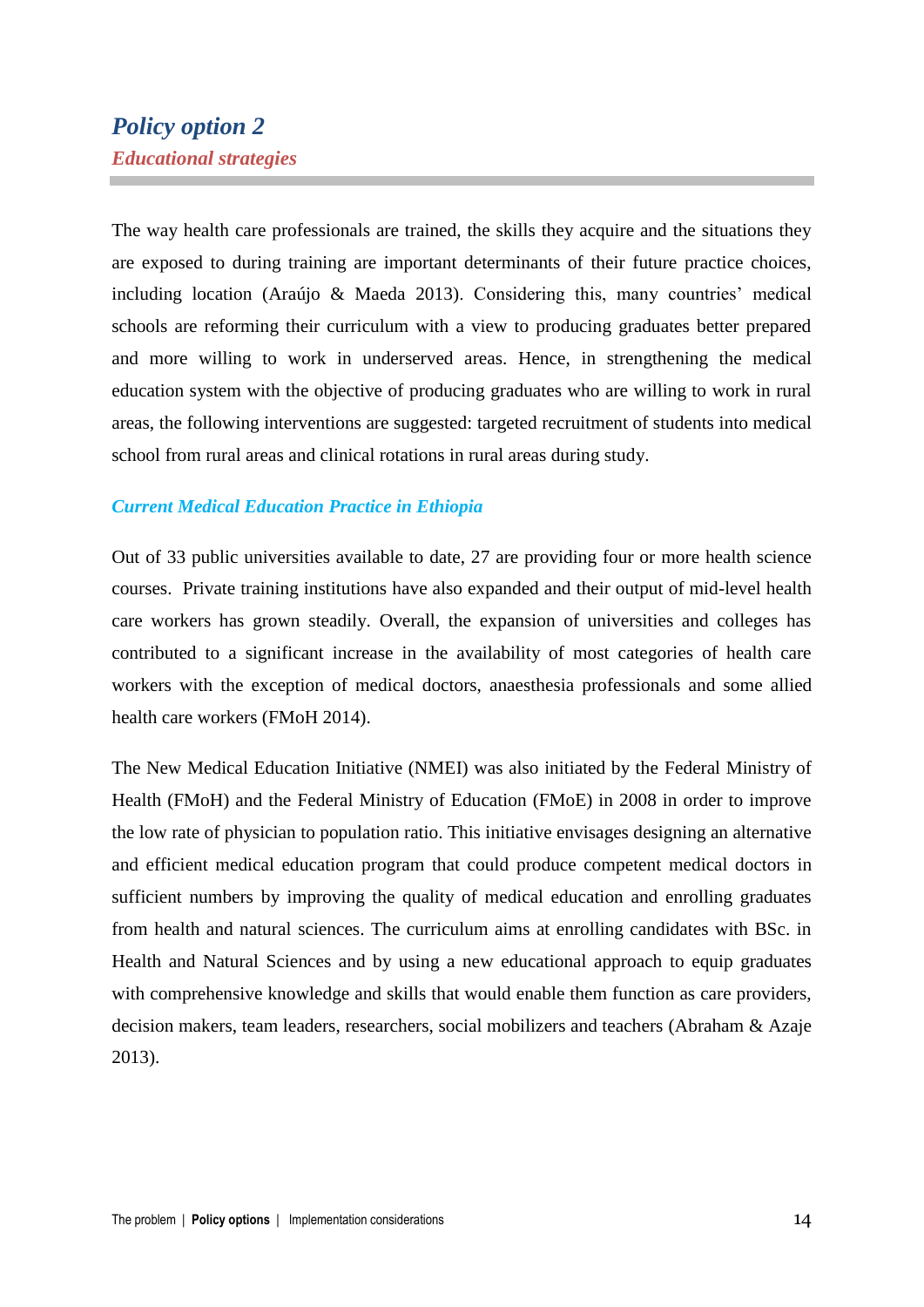## *Policy option 2*

### *Educational strategies*

The way health care professionals are trained, the skills they acquire and the situations they are exposed to during training are important determinants of their future practice choices, including location (Araújo & Maeda 2013). Considering this, many countries' medical schools are reforming their curriculum with a view to producing graduates better prepared and more willing to work in underserved areas. Hence, in strengthening the medical education system with the objective of producing graduates who are willing to work in rural areas, the following interventions are suggested: targeted recruitment of students into medical school from rural areas and clinical rotations in rural areas during study.

#### *Current Medical Education Practice in Ethiopia*

Out of 33 public universities available to date, 27 are providing four or more health science courses. Private training institutions have also expanded and their output of mid-level health care workers has grown steadily. Overall, the expansion of universities and colleges has contributed to a significant increase in the availability of most categories of health care workers with the exception of medical doctors, anaesthesia professionals and some allied health care workers (FMoH 2014).

The New Medical Education Initiative (NMEI) was also initiated by the Federal Ministry of Health (FMoH) and the Federal Ministry of Education (FMoE) in 2008 in order to improve the low rate of physician to population ratio. This initiative envisages designing an alternative and efficient medical education program that could produce competent medical doctors in sufficient numbers by improving the quality of medical education and enrolling graduates from health and natural sciences. The curriculum aims at enrolling candidates with BSc. in Health and Natural Sciences and by using a new educational approach to equip graduates with comprehensive knowledge and skills that would enable them function as care providers, decision makers, team leaders, researchers, social mobilizers and teachers (Abraham & Azaje 2013).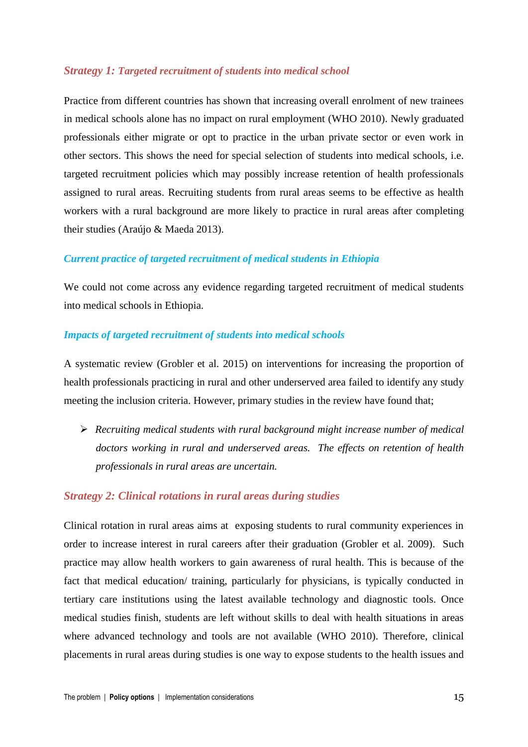### *Strategy 1: Targeted recruitment of students into medical school*

Practice from different countries has shown that increasing overall enrolment of new trainees in medical schools alone has no impact on rural employment (WHO 2010). Newly graduated professionals either migrate or opt to practice in the urban private sector or even work in other sectors. This shows the need for special selection of students into medical schools, i.e. targeted recruitment policies which may possibly increase retention of health professionals assigned to rural areas. Recruiting students from rural areas seems to be effective as health workers with a rural background are more likely to practice in rural areas after completing their studies (Araújo & Maeda 2013).

#### *Current practice of targeted recruitment of medical students in Ethiopia*

We could not come across any evidence regarding targeted recruitment of medical students into medical schools in Ethiopia.

#### *Impacts of targeted recruitment of students into medical schools*

A systematic review (Grobler et al. 2015) on interventions for increasing the proportion of health professionals practicing in rural and other underserved area failed to identify any study meeting the inclusion criteria. However, primary studies in the review have found that;

- *Recruiting medical students with rural background might increase number of medical doctors working in rural and underserved areas. The effects on retention of health professionals in rural areas are uncertain.*

### *Strategy 2: Clinical rotations in rural areas during studies*

Clinical rotation in rural areas aims at exposing students to rural community experiences in order to increase interest in rural careers after their graduation (Grobler et al. 2009). Such practice may allow health workers to gain awareness of rural health. This is because of the fact that medical education/ training, particularly for physicians, is typically conducted in tertiary care institutions using the latest available technology and diagnostic tools. Once medical studies finish, students are left without skills to deal with health situations in areas where advanced technology and tools are not available (WHO 2010). Therefore, clinical placements in rural areas during studies is one way to expose students to the health issues and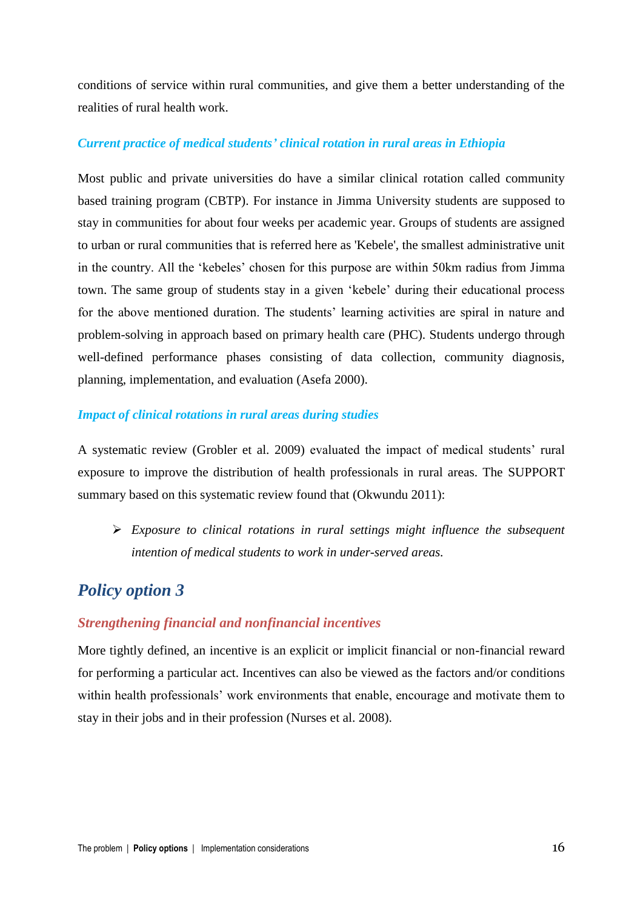conditions of service within rural communities, and give them a better understanding of the realities of rural health work.

### *Current practice of medical students' clinical rotation in rural areas in Ethiopia*

Most public and private universities do have a similar clinical rotation called community based training program (CBTP). For instance in Jimma University students are supposed to stay in communities for about four weeks per academic year. Groups of students are assigned to urban or rural communities that is referred here as 'Kebele', the smallest administrative unit in the country. All the 'kebeles' chosen for this purpose are within 50km radius from Jimma town. The same group of students stay in a given 'kebele' during their educational process for the above mentioned duration. The students' learning activities are spiral in nature and problem-solving in approach based on primary health care (PHC). Students undergo through well-defined performance phases consisting of data collection, community diagnosis, planning, implementation, and evaluation (Asefa 2000).

### *Impact of clinical rotations in rural areas during studies*

A systematic review (Grobler et al. 2009) evaluated the impact of medical students' rural exposure to improve the distribution of health professionals in rural areas. The SUPPORT summary based on this systematic review found that (Okwundu 2011):

- *Exposure to clinical rotations in rural settings might influence the subsequent intention of medical students to work in under-served areas.*

## *Policy option 3*

### *Strengthening financial and nonfinancial incentives*

More tightly defined, an incentive is an explicit or implicit financial or non-financial reward for performing a particular act. Incentives can also be viewed as the factors and/or conditions within health professionals' work environments that enable, encourage and motivate them to stay in their jobs and in their profession (Nurses et al. 2008).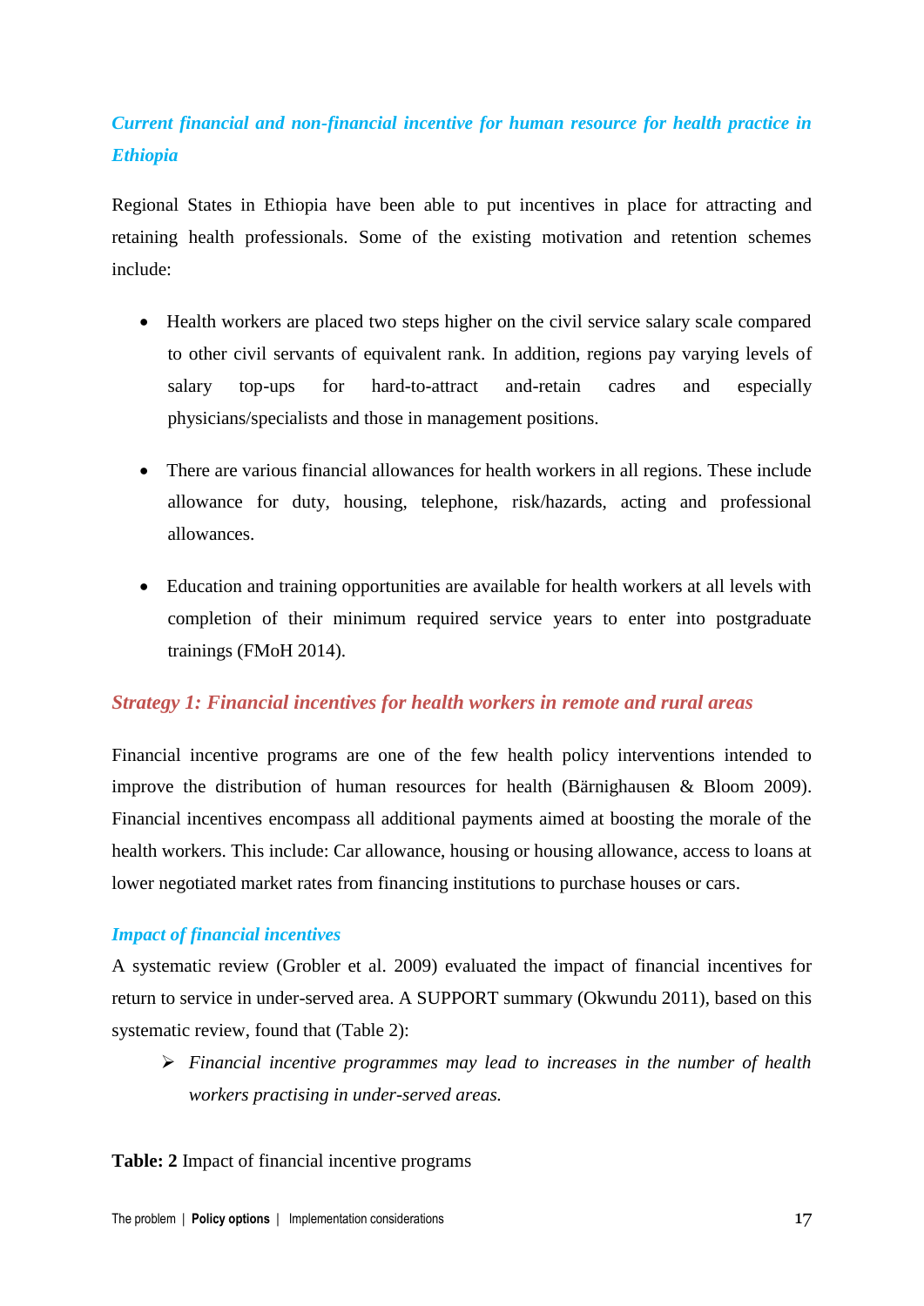### *Current financial and non-financial incentive for human resource for health practice in Ethiopia*

Regional States in Ethiopia have been able to put incentives in place for attracting and retaining health professionals. Some of the existing motivation and retention schemes include:

- Health workers are placed two steps higher on the civil service salary scale compared to other civil servants of equivalent rank. In addition, regions pay varying levels of salary top-ups for hard-to-attract and-retain cadres and especially physicians/specialists and those in management positions.
- There are various financial allowances for health workers in all regions. These include allowance for duty, housing, telephone, risk/hazards, acting and professional allowances.
- Education and training opportunities are available for health workers at all levels with completion of their minimum required service years to enter into postgraduate trainings (FMoH 2014).

## *Strategy 1: Financial incentives for health workers in remote and rural areas*

Financial incentive programs are one of the few health policy interventions intended to improve the distribution of human resources for health (Bärnighausen & Bloom 2009). Financial incentives encompass all additional payments aimed at boosting the morale of the health workers. This include: Car allowance, housing or housing allowance, access to loans at lower negotiated market rates from financing institutions to purchase houses or cars.

### *Impact of financial incentives*

A systematic review (Grobler et al. 2009) evaluated the impact of financial incentives for return to service in under-served area. A SUPPORT summary (Okwundu 2011), based on this systematic review, found that (Table 2):

- *Financial incentive programmes may lead to increases in the number of health workers practising in under-served areas.*

**Table: 2** Impact of financial incentive programs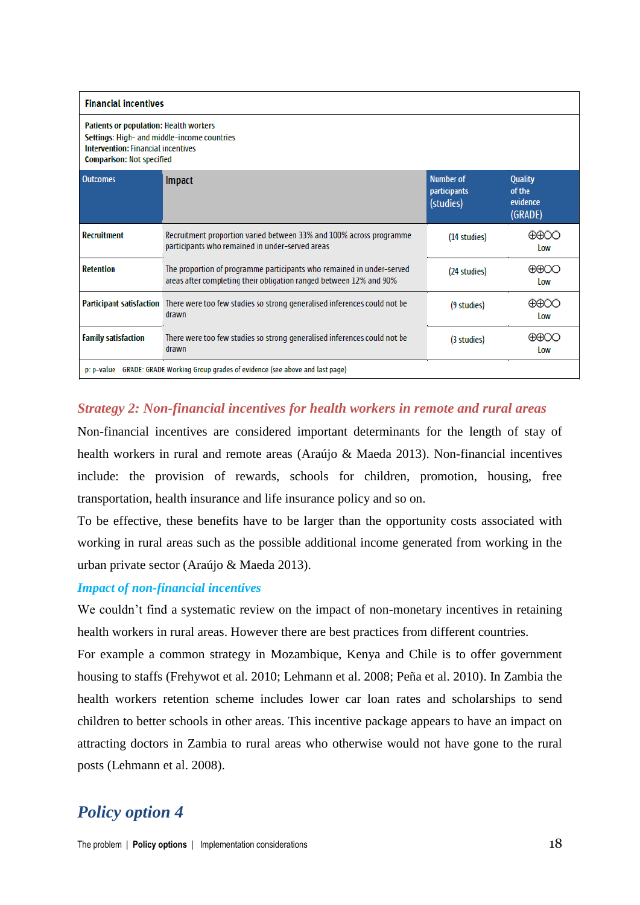| Financial incentives | | | |
|---|---|---|---|
| **Patients or population:** Health workers<br>**Settings:** High- and middle-income countries<br>**Intervention:** Financial incentives<br>**Comparison:** Not specified | | | |
| **Outcomes** | **Impact** | **Number of participants (studies)** | **Quality of the evidence (GRADE)** |
| **Recruitment** | Recruitment proportion varied between 33% and 100% across programme participants who remained in under-served areas | (14 studies) | ⊕⊕◯◯ Low |
| **Retention** | The proportion of programme participants who remained in under-served areas after completing their obligation ranged between 12% and 90% | (24 studies) | ⊕⊕◯◯ Low |
| **Participant satisfaction** | There were too few studies so strong generalised inferences could not be drawn | (9 studies) | ⊕⊕◯◯ Low |
| **Family satisfaction** | There were too few studies so strong generalised inferences could not be drawn | (3 studies) | ⊕⊕◯◯ Low |
| p: p-value GRADE: GRADE Working Group grades of evidence (see above and last page) | | | |

### *Strategy 2: Non-financial incentives for health workers in remote and rural areas*

Non-financial incentives are considered important determinants for the length of stay of health workers in rural and remote areas (Araújo & Maeda 2013). Non-financial incentives include: the provision of rewards, schools for children, promotion, housing, free transportation, health insurance and life insurance policy and so on.

To be effective, these benefits have to be larger than the opportunity costs associated with working in rural areas such as the possible additional income generated from working in the urban private sector (Araújo & Maeda 2013).

#### *Impact of non-financial incentives*

We couldn't find a systematic review on the impact of non-monetary incentives in retaining health workers in rural areas. However there are best practices from different countries.

For example a common strategy in Mozambique, Kenya and Chile is to offer government housing to staffs (Frehywot et al. 2010; Lehmann et al. 2008; Peña et al. 2010). In Zambia the health workers retention scheme includes lower car loan rates and scholarships to send children to better schools in other areas. This incentive package appears to have an impact on attracting doctors in Zambia to rural areas who otherwise would not have gone to the rural posts (Lehmann et al. 2008).

## *Policy option 4*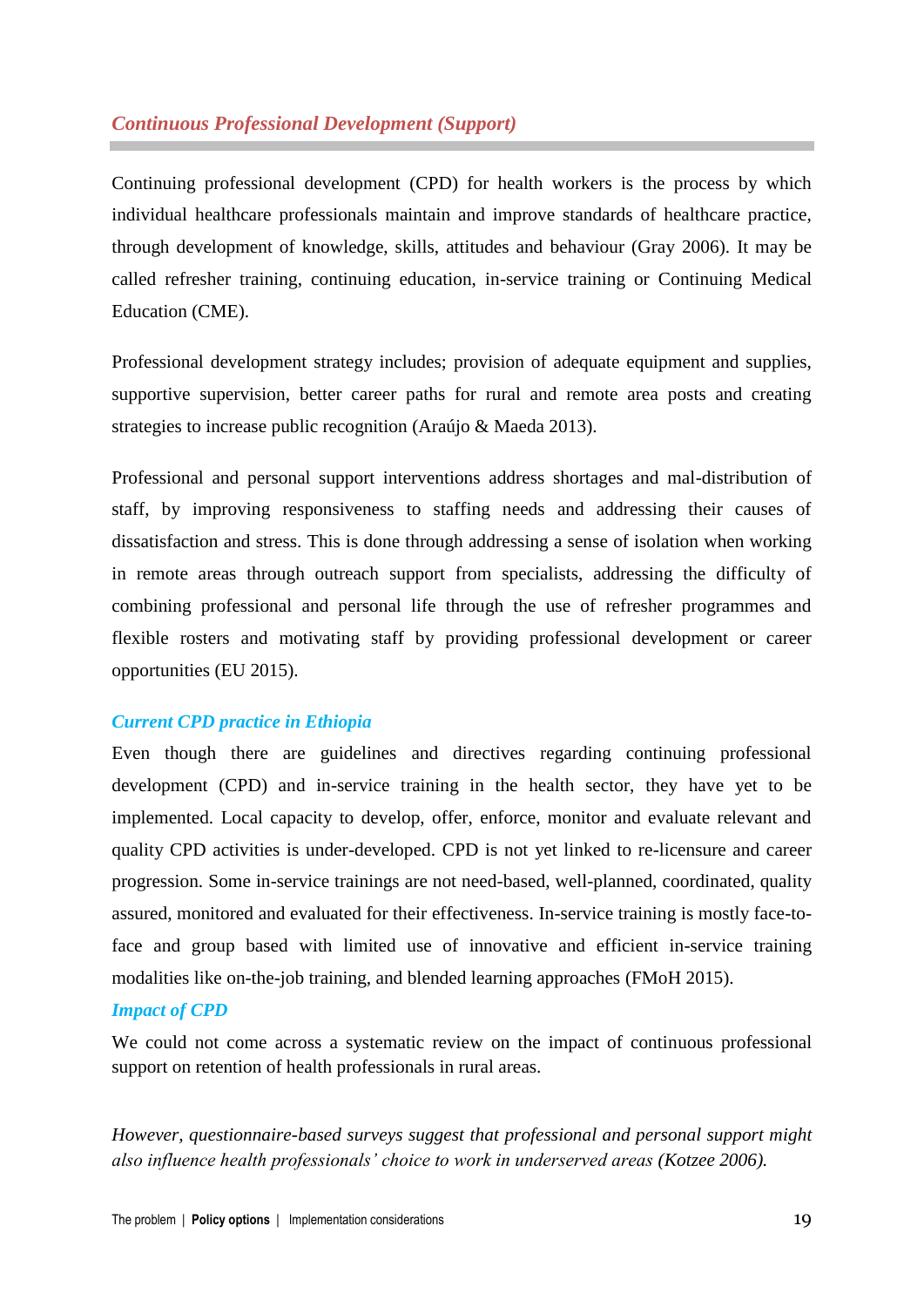## *Continuous Professional Development (Support)*

Continuing professional development (CPD) for health workers is the process by which individual healthcare professionals maintain and improve standards of healthcare practice, through development of knowledge, skills, attitudes and behaviour (Gray 2006). It may be called refresher training, continuing education, in-service training or Continuing Medical Education (CME).

Professional development strategy includes; provision of adequate equipment and supplies, supportive supervision, better career paths for rural and remote area posts and creating strategies to increase public recognition (Araújo & Maeda 2013).

Professional and personal support interventions address shortages and mal-distribution of staff, by improving responsiveness to staffing needs and addressing their causes of dissatisfaction and stress. This is done through addressing a sense of isolation when working in remote areas through outreach support from specialists, addressing the difficulty of combining professional and personal life through the use of refresher programmes and flexible rosters and motivating staff by providing professional development or career opportunities (EU 2015).

### *Current CPD practice in Ethiopia*

Even though there are guidelines and directives regarding continuing professional development (CPD) and in-service training in the health sector, they have yet to be implemented. Local capacity to develop, offer, enforce, monitor and evaluate relevant and quality CPD activities is under-developed. CPD is not yet linked to re-licensure and career progression. Some in-service trainings are not need-based, well-planned, coordinated, quality assured, monitored and evaluated for their effectiveness. In-service training is mostly face-to-face and group based with limited use of innovative and efficient in-service training modalities like on-the-job training, and blended learning approaches (FMoH 2015).

### *Impact of CPD*

We could not come across a systematic review on the impact of continuous professional support on retention of health professionals in rural areas.

*However, questionnaire-based surveys suggest that professional and personal support might also influence health professionals' choice to work in underserved areas (Kotzee 2006).*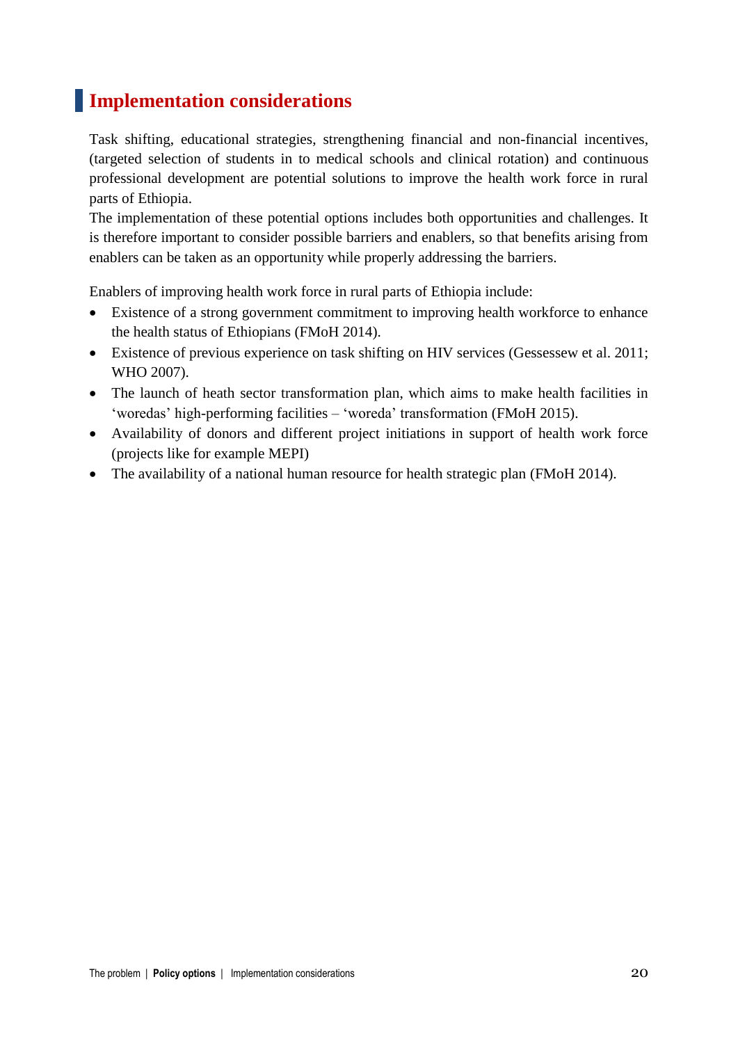## Implementation considerations

Task shifting, educational strategies, strengthening financial and non-financial incentives, (targeted selection of students in to medical schools and clinical rotation) and continuous professional development are potential solutions to improve the health work force in rural parts of Ethiopia.

The implementation of these potential options includes both opportunities and challenges. It is therefore important to consider possible barriers and enablers, so that benefits arising from enablers can be taken as an opportunity while properly addressing the barriers.

Enablers of improving health work force in rural parts of Ethiopia include:

- Existence of a strong government commitment to improving health workforce to enhance the health status of Ethiopians (FMoH 2014).
- Existence of previous experience on task shifting on HIV services (Gessessew et al. 2011; WHO 2007).
- The launch of heath sector transformation plan, which aims to make health facilities in 'woredas' high-performing facilities – 'woreda' transformation (FMoH 2015).
- Availability of donors and different project initiations in support of health work force (projects like for example MEPI)
- The availability of a national human resource for health strategic plan (FMoH 2014).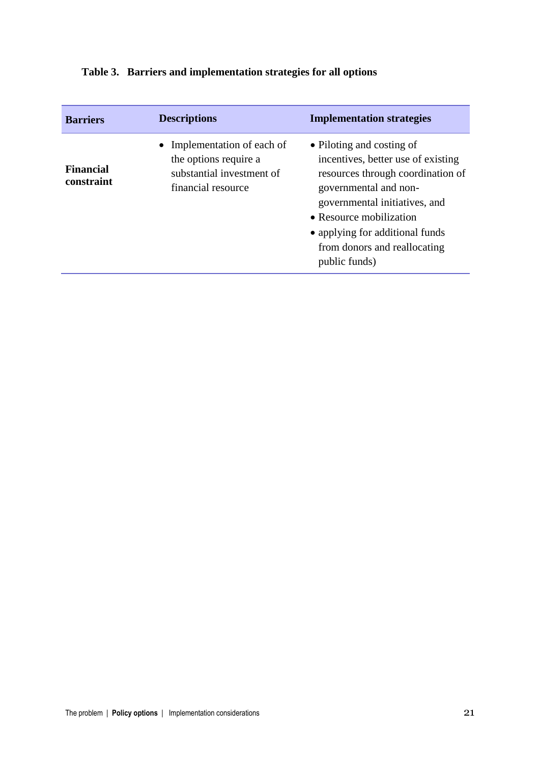**Table 3. Barriers and implementation strategies for all options**

| Barriers | Descriptions | Implementation strategies |
|---|---|---|
| **Financial constraint** | • Implementation of each of the options require a substantial investment of financial resource | • Piloting and costing of incentives, better use of existing resources through coordination of governmental and non-governmental initiatives, and<br>• Resource mobilization<br>• applying for additional funds from donors and reallocating public funds) |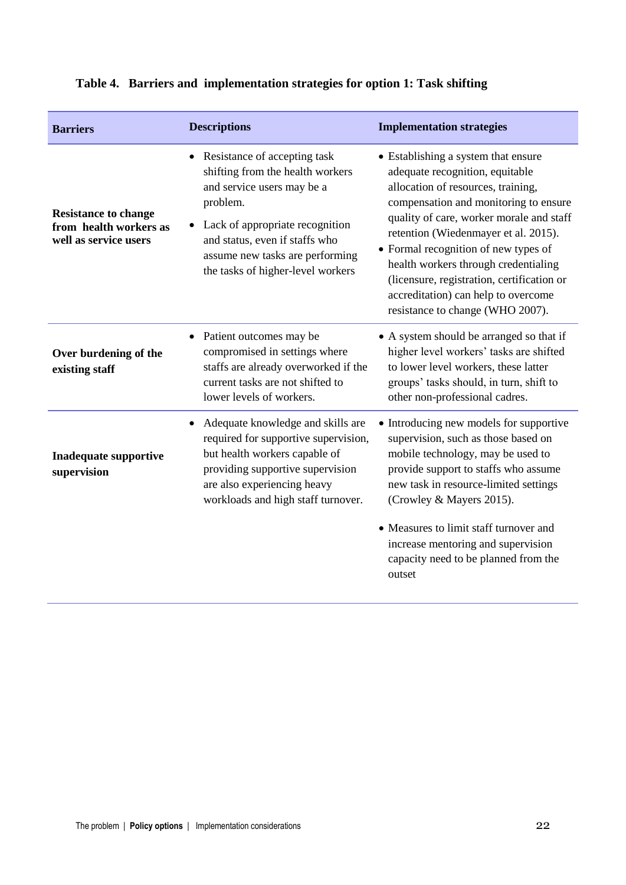**Table 4. Barriers and implementation strategies for option 1: Task shifting**

| Barriers | Descriptions | Implementation strategies |
| --- | --- | --- |
| **Resistance to change from health workers as well as service users** | • Resistance of accepting task shifting from the health workers and service users may be a problem.<br>• Lack of appropriate recognition and status, even if staffs who assume new tasks are performing the tasks of higher-level workers | • Establishing a system that ensure adequate recognition, equitable allocation of resources, training, compensation and monitoring to ensure quality of care, worker morale and staff retention (Wiedenmayer et al. 2015).<br>• Formal recognition of new types of health workers through credentialing (licensure, registration, certification or accreditation) can help to overcome resistance to change (WHO 2007). |
| **Over burdening of the existing staff** | • Patient outcomes may be compromised in settings where staffs are already overworked if the current tasks are not shifted to lower levels of workers. | • A system should be arranged so that if higher level workers' tasks are shifted to lower level workers, these latter groups' tasks should, in turn, shift to other non-professional cadres. |
| **Inadequate supportive supervision** | • Adequate knowledge and skills are required for supportive supervision, but health workers capable of providing supportive supervision are also experiencing heavy workloads and high staff turnover. | • Introducing new models for supportive supervision, such as those based on mobile technology, may be used to provide support to staffs who assume new task in resource-limited settings (Crowley & Mayers 2015).<br>• Measures to limit staff turnover and increase mentoring and supervision capacity need to be planned from the outset |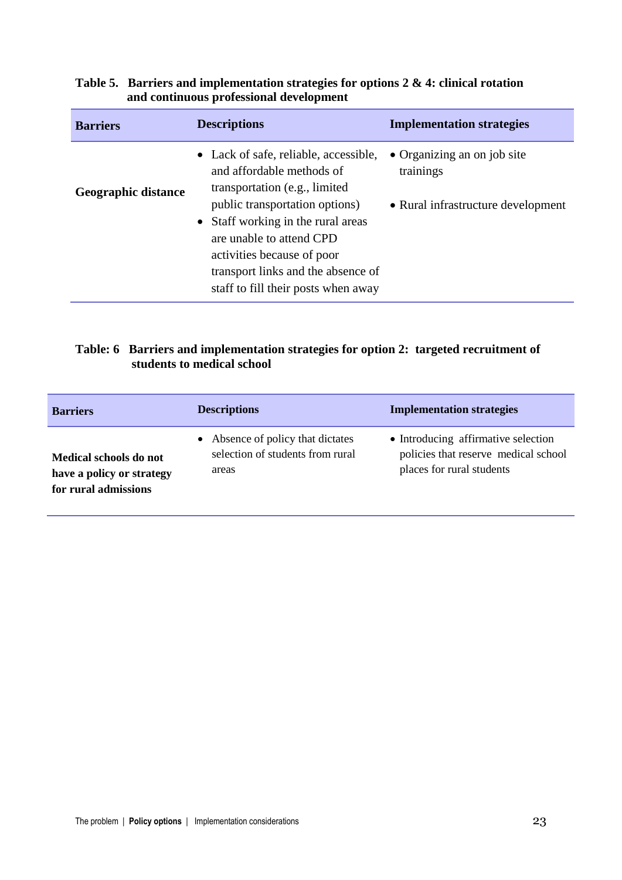**Table 5. Barriers and implementation strategies for options 2 & 4: clinical rotation and continuous professional development**

| Barriers | Descriptions | Implementation strategies |
|---|---|---|
| **Geographic distance** | • Lack of safe, reliable, accessible, and affordable methods of transportation (e.g., limited public transportation options)<br>• Staff working in the rural areas are unable to attend CPD activities because of poor transport links and the absence of staff to fill their posts when away | • Organizing an on job site trainings<br>• Rural infrastructure development |

**Table: 6 Barriers and implementation strategies for option 2: targeted recruitment of students to medical school**

| Barriers | Descriptions | Implementation strategies |
|---|---|---|
| **Medical schools do not have a policy or strategy for rural admissions** | • Absence of policy that dictates selection of students from rural areas | • Introducing affirmative selection policies that reserve medical school places for rural students |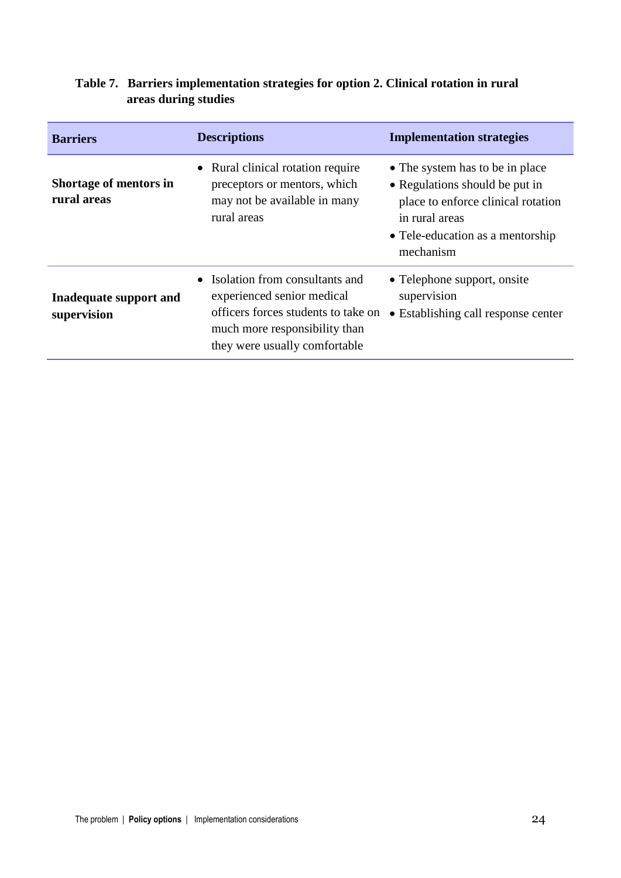**Table 7. Barriers implementation strategies for option 2. Clinical rotation in rural areas during studies**

| Barriers | Descriptions | Implementation strategies |
|---|---|---|
| **Shortage of mentors in rural areas** | • Rural clinical rotation require preceptors or mentors, which may not be available in many rural areas | • The system has to be in place<br>• Regulations should be put in place to enforce clinical rotation in rural areas<br>• Tele-education as a mentorship mechanism |
| **Inadequate support and supervision** | • Isolation from consultants and experienced senior medical officers forces students to take on much more responsibility than they were usually comfortable | • Telephone support, onsite supervision<br>• Establishing call response center |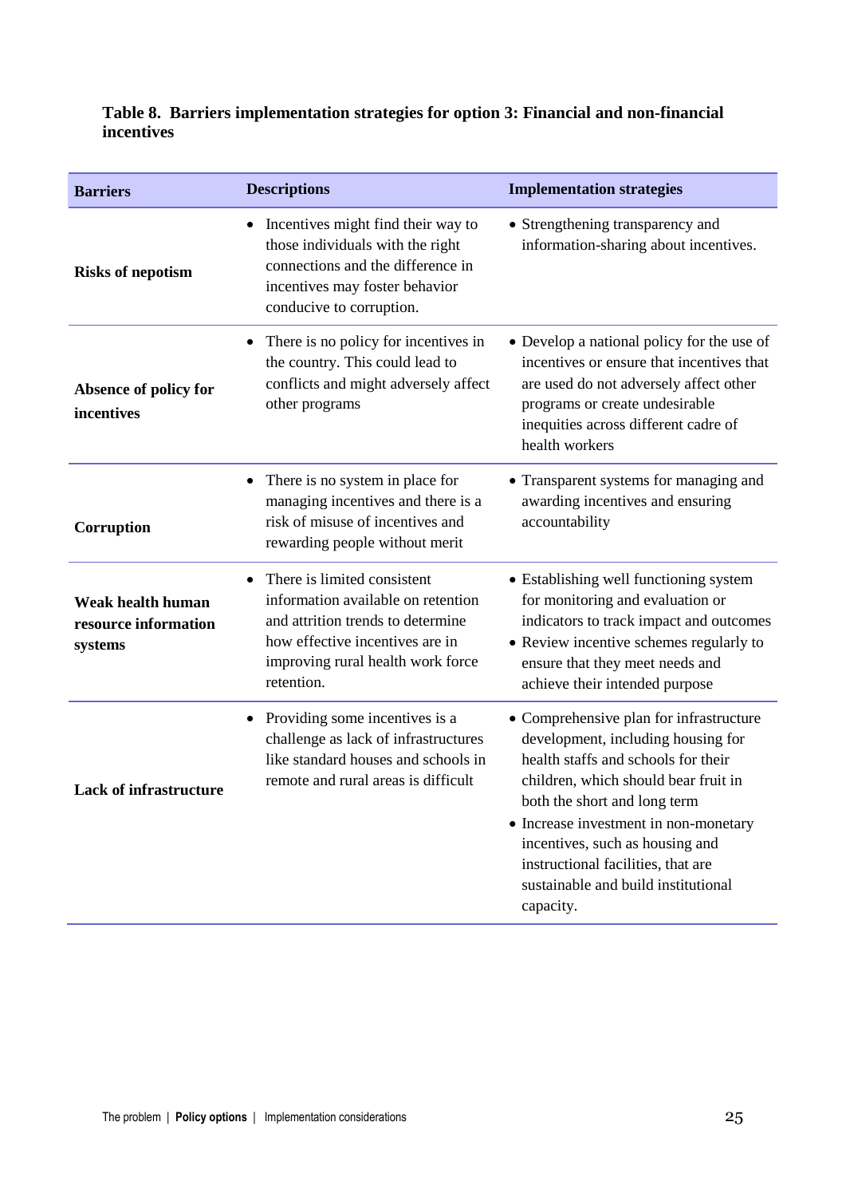**Table 8. Barriers implementation strategies for option 3: Financial and non-financial incentives**

| Barriers | Descriptions | Implementation strategies |
|---|---|---|
| **Risks of nepotism** | • Incentives might find their way to those individuals with the right connections and the difference in incentives may foster behavior conducive to corruption. | • Strengthening transparency and information-sharing about incentives. |
| **Absence of policy for incentives** | • There is no policy for incentives in the country. This could lead to conflicts and might adversely affect other programs | • Develop a national policy for the use of incentives or ensure that incentives that are used do not adversely affect other programs or create undesirable inequities across different cadre of health workers |
| **Corruption** | • There is no system in place for managing incentives and there is a risk of misuse of incentives and rewarding people without merit | • Transparent systems for managing and awarding incentives and ensuring accountability |
| **Weak health human resource information systems** | • There is limited consistent information available on retention and attrition trends to determine how effective incentives are in improving rural health work force retention. | • Establishing well functioning system for monitoring and evaluation or indicators to track impact and outcomes<br>• Review incentive schemes regularly to ensure that they meet needs and achieve their intended purpose |
| **Lack of infrastructure** | • Providing some incentives is a challenge as lack of infrastructures like standard houses and schools in remote and rural areas is difficult | • Comprehensive plan for infrastructure development, including housing for health staffs and schools for their children, which should bear fruit in both the short and long term<br>• Increase investment in non-monetary incentives, such as housing and instructional facilities, that are sustainable and build institutional capacity. |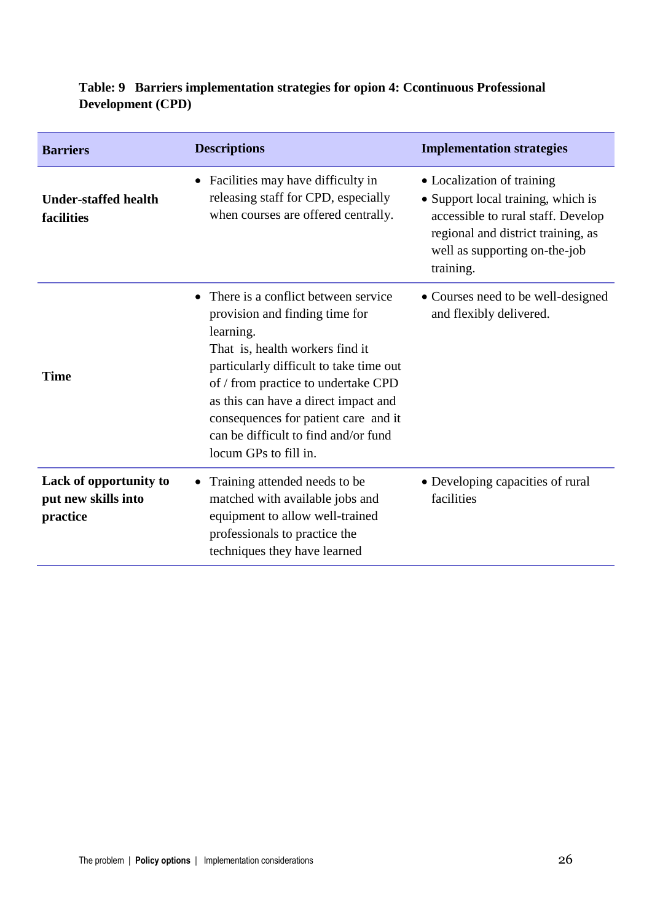**Table: 9 Barriers implementation strategies for opion 4: Ccontinuous Professional Development (CPD)**

| Barriers | Descriptions | Implementation strategies |
|---|---|---|
| **Under-staffed health facilities** | • Facilities may have difficulty in releasing staff for CPD, especially when courses are offered centrally. | • Localization of training<br>• Support local training, which is accessible to rural staff. Develop regional and district training, as well as supporting on-the-job training. |
| **Time** | • There is a conflict between service provision and finding time for learning.<br>That is, health workers find it particularly difficult to take time out of / from practice to undertake CPD as this can have a direct impact and consequences for patient care and it can be difficult to find and/or fund locum GPs to fill in. | • Courses need to be well-designed and flexibly delivered. |
| **Lack of opportunity to put new skills into practice** | • Training attended needs to be matched with available jobs and equipment to allow well-trained professionals to practice the techniques they have learned | • Developing capacities of rural facilities |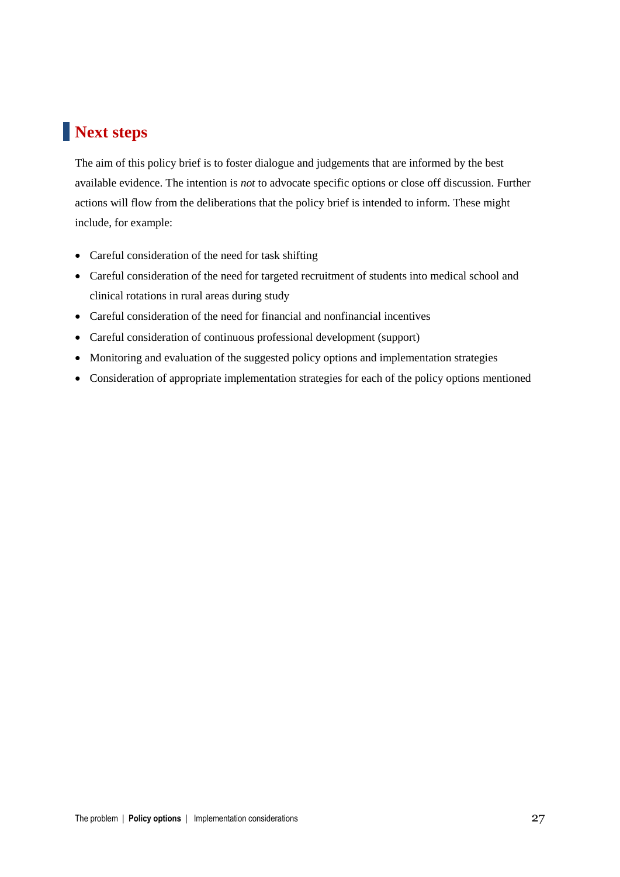# Next steps

The aim of this policy brief is to foster dialogue and judgements that are informed by the best available evidence. The intention is *not* to advocate specific options or close off discussion. Further actions will flow from the deliberations that the policy brief is intended to inform. These might include, for example:

- Careful consideration of the need for task shifting
- Careful consideration of the need for targeted recruitment of students into medical school and clinical rotations in rural areas during study
- Careful consideration of the need for financial and nonfinancial incentives
- Careful consideration of continuous professional development (support)
- Monitoring and evaluation of the suggested policy options and implementation strategies
- Consideration of appropriate implementation strategies for each of the policy options mentioned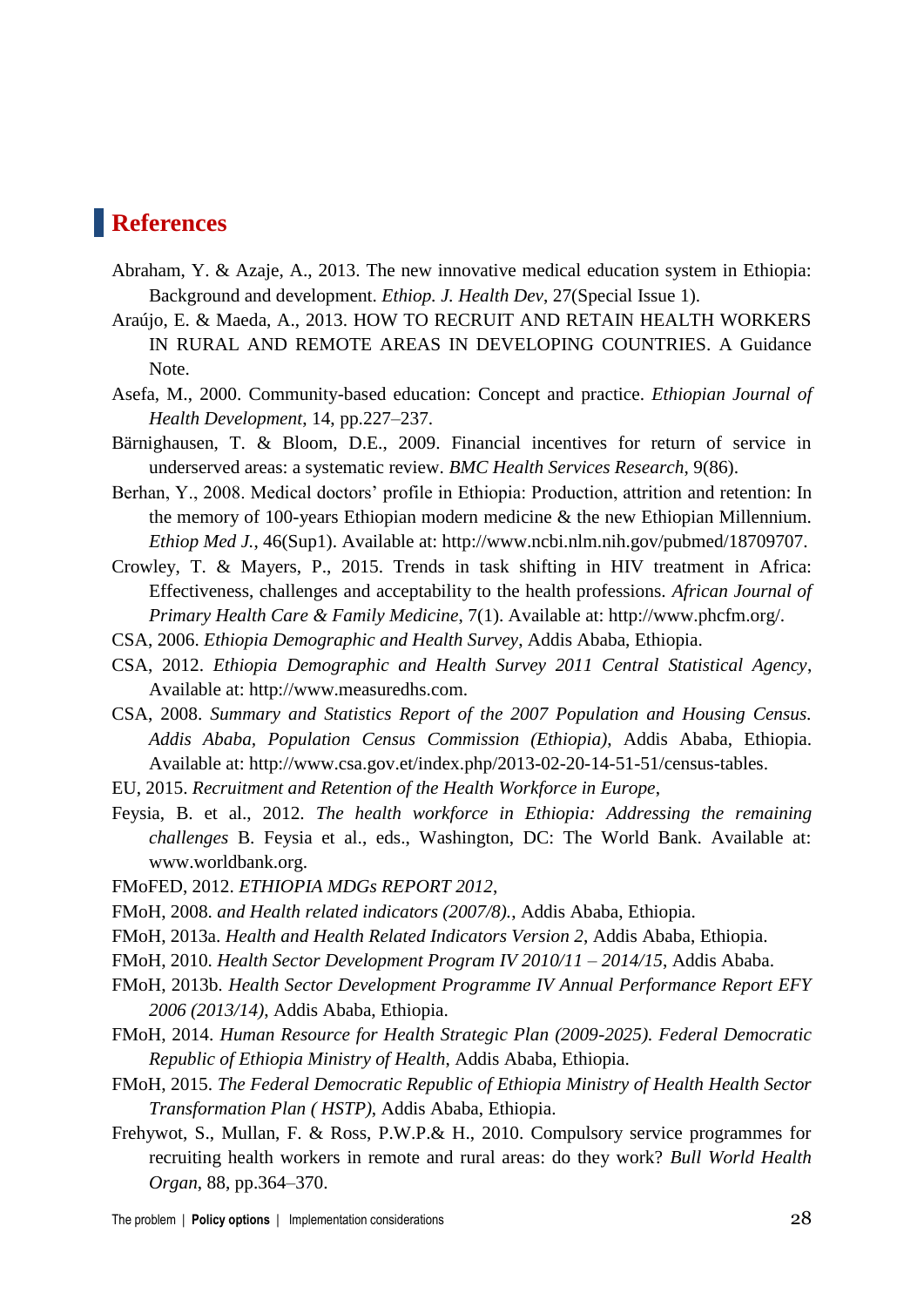## References

Abraham, Y. & Azaje, A., 2013. The new innovative medical education system in Ethiopia: Background and development. *Ethiop. J. Health Dev*, 27(Special Issue 1).

Araújo, E. & Maeda, A., 2013. HOW TO RECRUIT AND RETAIN HEALTH WORKERS IN RURAL AND REMOTE AREAS IN DEVELOPING COUNTRIES. A Guidance Note.

Asefa, M., 2000. Community-based education: Concept and practice. *Ethiopian Journal of Health Development*, 14, pp.227–237.

Bärnighausen, T. & Bloom, D.E., 2009. Financial incentives for return of service in underserved areas: a systematic review. *BMC Health Services Research*, 9(86).

Berhan, Y., 2008. Medical doctors' profile in Ethiopia: Production, attrition and retention: In the memory of 100-years Ethiopian modern medicine & the new Ethiopian Millennium. *Ethiop Med J.*, 46(Sup1). Available at: http://www.ncbi.nlm.nih.gov/pubmed/18709707.

Crowley, T. & Mayers, P., 2015. Trends in task shifting in HIV treatment in Africa: Effectiveness, challenges and acceptability to the health professions. *African Journal of Primary Health Care & Family Medicine*, 7(1). Available at: http://www.phcfm.org/.

CSA, 2006. *Ethiopia Demographic and Health Survey*, Addis Ababa, Ethiopia.

CSA, 2012. *Ethiopia Demographic and Health Survey 2011 Central Statistical Agency*, Available at: http://www.measuredhs.com.

CSA, 2008. *Summary and Statistics Report of the 2007 Population and Housing Census. Addis Ababa, Population Census Commission (Ethiopia)*, Addis Ababa, Ethiopia. Available at: http://www.csa.gov.et/index.php/2013-02-20-14-51-51/census-tables.

EU, 2015. *Recruitment and Retention of the Health Workforce in Europe*,

Feysia, B. et al., 2012. *The health workforce in Ethiopia: Addressing the remaining challenges* B. Feysia et al., eds., Washington, DC: The World Bank. Available at: www.worldbank.org.

FMoFED, 2012. *ETHIOPIA MDGs REPORT 2012*,

FMoH, 2008. *and Health related indicators (2007/8).*, Addis Ababa, Ethiopia.

FMoH, 2013a. *Health and Health Related Indicators Version 2*, Addis Ababa, Ethiopia.

FMoH, 2010. *Health Sector Development Program IV 2010/11 – 2014/15*, Addis Ababa.

FMoH, 2013b. *Health Sector Development Programme IV Annual Performance Report EFY 2006 (2013/14)*, Addis Ababa, Ethiopia.

FMoH, 2014. *Human Resource for Health Strategic Plan (2009-2025). Federal Democratic Republic of Ethiopia Ministry of Health*, Addis Ababa, Ethiopia.

FMoH, 2015. *The Federal Democratic Republic of Ethiopia Ministry of Health Health Sector Transformation Plan ( HSTP)*, Addis Ababa, Ethiopia.

Frehywot, S., Mullan, F. & Ross, P.W.P.& H., 2010. Compulsory service programmes for recruiting health workers in remote and rural areas: do they work? *Bull World Health Organ*, 88, pp.364–370.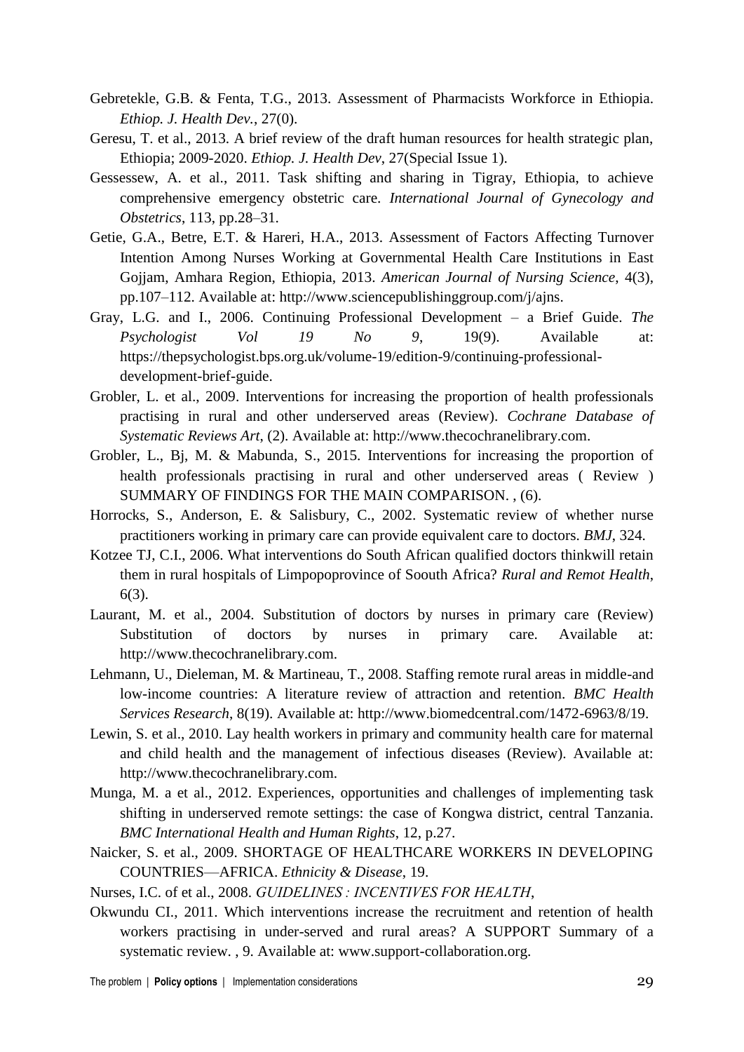Gebretekle, G.B. & Fenta, T.G., 2013. Assessment of Pharmacists Workforce in Ethiopia. *Ethiop. J. Health Dev.*, 27(0).

Geresu, T. et al., 2013. A brief review of the draft human resources for health strategic plan, Ethiopia; 2009-2020. *Ethiop. J. Health Dev*, 27(Special Issue 1).

Gessessew, A. et al., 2011. Task shifting and sharing in Tigray, Ethiopia, to achieve comprehensive emergency obstetric care. *International Journal of Gynecology and Obstetrics*, 113, pp.28–31.

Getie, G.A., Betre, E.T. & Hareri, H.A., 2013. Assessment of Factors Affecting Turnover Intention Among Nurses Working at Governmental Health Care Institutions in East Gojjam, Amhara Region, Ethiopia, 2013. *American Journal of Nursing Science*, 4(3), pp.107–112. Available at: http://www.sciencepublishinggroup.com/j/ajns.

Gray, L.G. and I., 2006. Continuing Professional Development – a Brief Guide. *The Psychologist Vol 19 No 9*, 19(9). Available at: https://thepsychologist.bps.org.uk/volume-19/edition-9/continuing-professional-development-brief-guide.

Grobler, L. et al., 2009. Interventions for increasing the proportion of health professionals practising in rural and other underserved areas (Review). *Cochrane Database of Systematic Reviews Art*, (2). Available at: http://www.thecochranelibrary.com.

Grobler, L., Bj, M. & Mabunda, S., 2015. Interventions for increasing the proportion of health professionals practising in rural and other underserved areas ( Review ) SUMMARY OF FINDINGS FOR THE MAIN COMPARISON. , (6).

Horrocks, S., Anderson, E. & Salisbury, C., 2002. Systematic review of whether nurse practitioners working in primary care can provide equivalent care to doctors. *BMJ*, 324.

Kotzee TJ, C.I., 2006. What interventions do South African qualified doctors thinkwill retain them in rural hospitals of Limpopoprovince of Soouth Africa? *Rural and Remot Health*, 6(3).

Laurant, M. et al., 2004. Substitution of doctors by nurses in primary care (Review) Substitution of doctors by nurses in primary care. Available at: http://www.thecochranelibrary.com.

Lehmann, U., Dieleman, M. & Martineau, T., 2008. Staffing remote rural areas in middle-and low-income countries: A literature review of attraction and retention. *BMC Health Services Research*, 8(19). Available at: http://www.biomedcentral.com/1472-6963/8/19.

Lewin, S. et al., 2010. Lay health workers in primary and community health care for maternal and child health and the management of infectious diseases (Review). Available at: http://www.thecochranelibrary.com.

Munga, M. a et al., 2012. Experiences, opportunities and challenges of implementing task shifting in underserved remote settings: the case of Kongwa district, central Tanzania. *BMC International Health and Human Rights*, 12, p.27.

Naicker, S. et al., 2009. SHORTAGE OF HEALTHCARE WORKERS IN DEVELOPING COUNTRIES—AFRICA. *Ethnicity & Disease*, 19.

Nurses, I.C. of et al., 2008. *GUIDELINES : INCENTIVES FOR HEALTH*,

Okwundu CI., 2011. Which interventions increase the recruitment and retention of health workers practising in under-served and rural areas? A SUPPORT Summary of a systematic review. , 9. Available at: www.support-collaboration.org.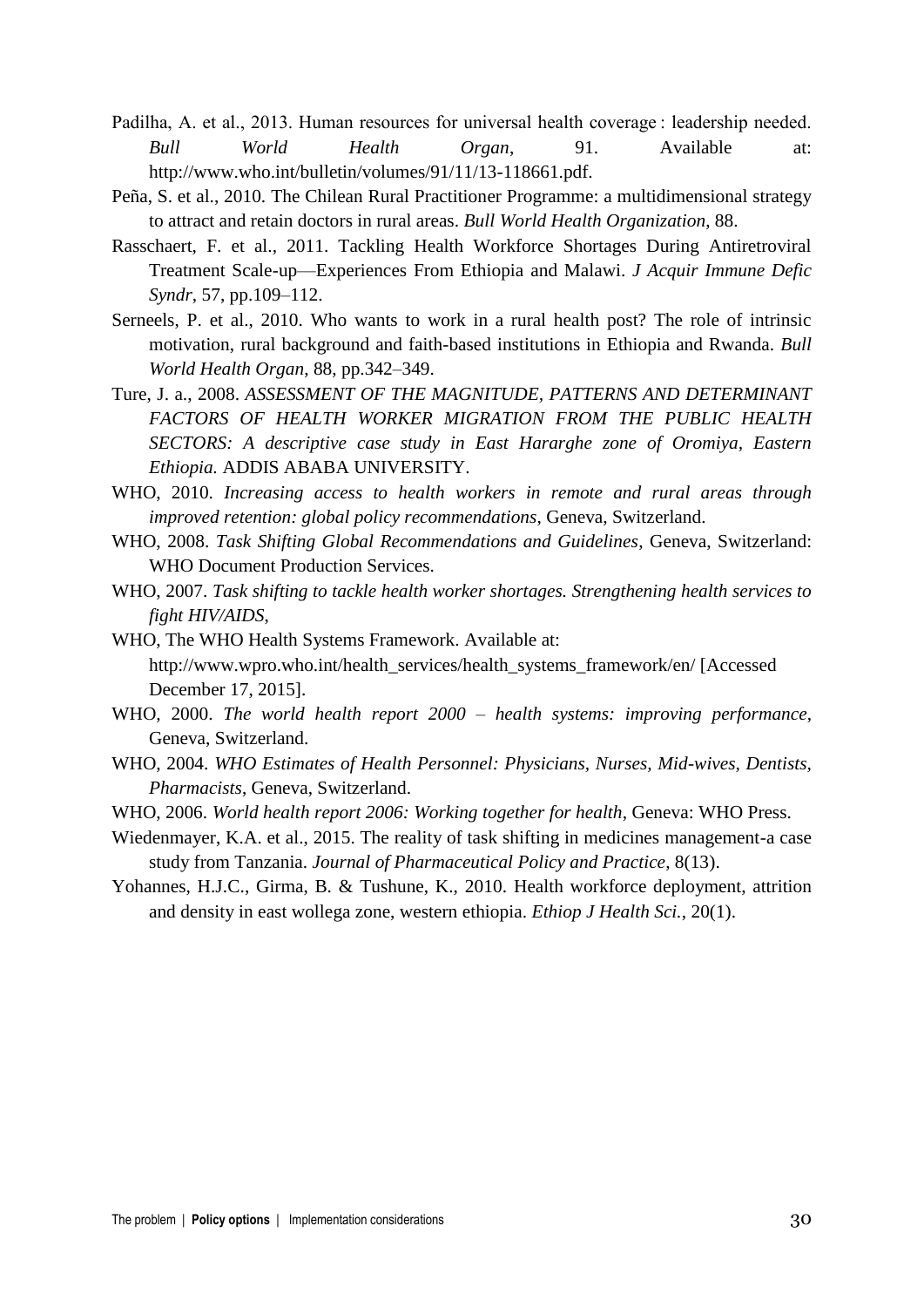Padilha, A. et al., 2013. Human resources for universal health coverage : leadership needed. *Bull World Health Organ*, 91. Available at: http://www.who.int/bulletin/volumes/91/11/13-118661.pdf.

Peña, S. et al., 2010. The Chilean Rural Practitioner Programme: a multidimensional strategy to attract and retain doctors in rural areas. *Bull World Health Organization*, 88.

Rasschaert, F. et al., 2011. Tackling Health Workforce Shortages During Antiretroviral Treatment Scale-up—Experiences From Ethiopia and Malawi. *J Acquir Immune Defic Syndr*, 57, pp.109–112.

Serneels, P. et al., 2010. Who wants to work in a rural health post? The role of intrinsic motivation, rural background and faith-based institutions in Ethiopia and Rwanda. *Bull World Health Organ*, 88, pp.342–349.

Ture, J. a., 2008. *ASSESSMENT OF THE MAGNITUDE, PATTERNS AND DETERMINANT FACTORS OF HEALTH WORKER MIGRATION FROM THE PUBLIC HEALTH SECTORS: A descriptive case study in East Hararghe zone of Oromiya, Eastern Ethiopia.* ADDIS ABABA UNIVERSITY.

WHO, 2010. *Increasing access to health workers in remote and rural areas through improved retention: global policy recommendations*, Geneva, Switzerland.

WHO, 2008. *Task Shifting Global Recommendations and Guidelines*, Geneva, Switzerland: WHO Document Production Services.

WHO, 2007. *Task shifting to tackle health worker shortages. Strengthening health services to fight HIV/AIDS*,

WHO, The WHO Health Systems Framework. Available at: http://www.wpro.who.int/health_services/health_systems_framework/en/ [Accessed December 17, 2015].

WHO, 2000. *The world health report 2000 – health systems: improving performance*, Geneva, Switzerland.

WHO, 2004. *WHO Estimates of Health Personnel: Physicians, Nurses, Mid-wives, Dentists, Pharmacists*, Geneva, Switzerland.

WHO, 2006. *World health report 2006: Working together for health*, Geneva: WHO Press.

Wiedenmayer, K.A. et al., 2015. The reality of task shifting in medicines management-a case study from Tanzania. *Journal of Pharmaceutical Policy and Practice*, 8(13).

Yohannes, H.J.C., Girma, B. & Tushune, K., 2010. Health workforce deployment, attrition and density in east wollega zone, western ethiopia. *Ethiop J Health Sci.*, 20(1).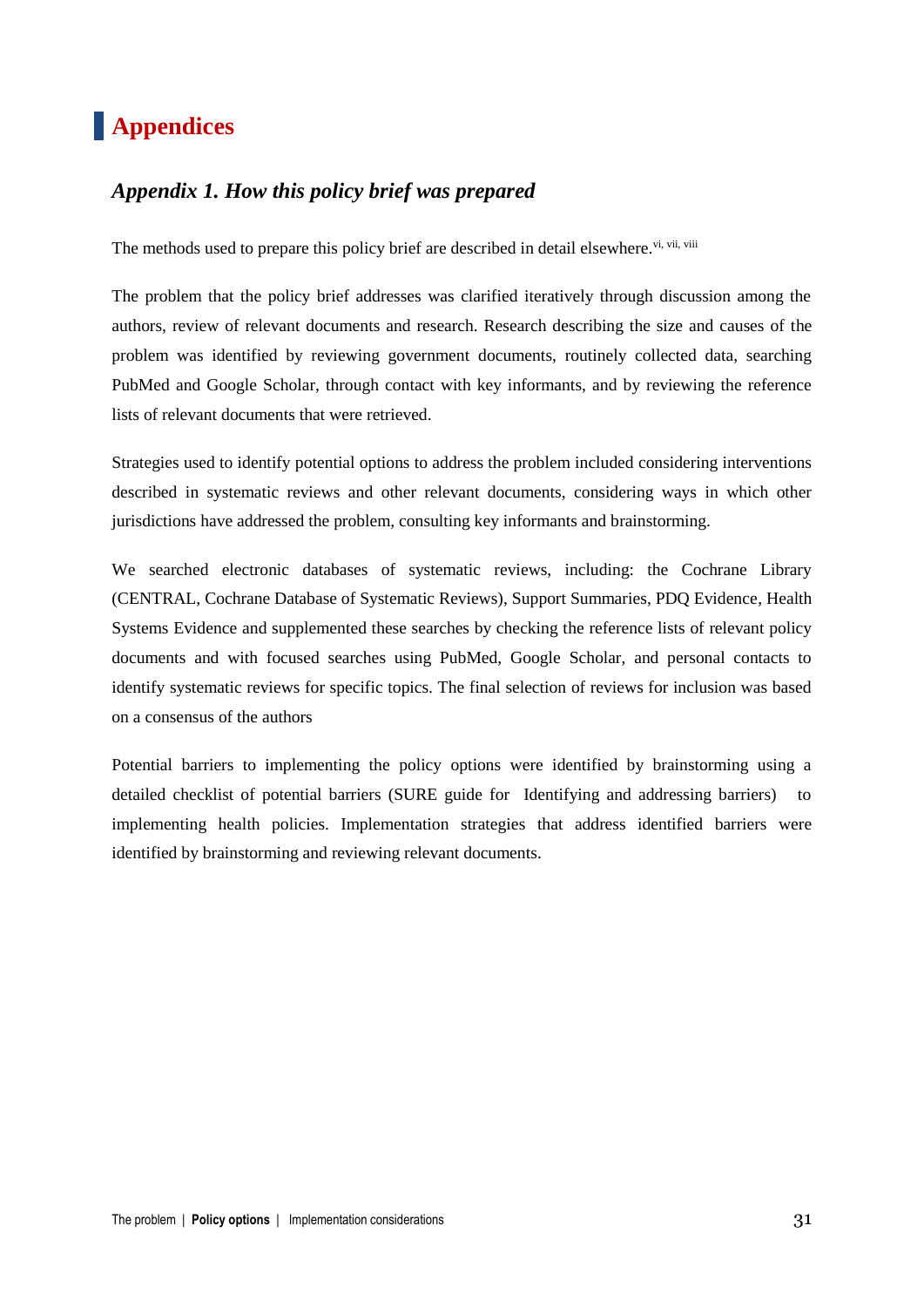# Appendices

## *Appendix 1. How this policy brief was prepared*

The methods used to prepare this policy brief are described in detail elsewhere.[vi, vii, viii]

The problem that the policy brief addresses was clarified iteratively through discussion among the authors, review of relevant documents and research. Research describing the size and causes of the problem was identified by reviewing government documents, routinely collected data, searching PubMed and Google Scholar, through contact with key informants, and by reviewing the reference lists of relevant documents that were retrieved.

Strategies used to identify potential options to address the problem included considering interventions described in systematic reviews and other relevant documents, considering ways in which other jurisdictions have addressed the problem, consulting key informants and brainstorming.

We searched electronic databases of systematic reviews, including: the Cochrane Library (CENTRAL, Cochrane Database of Systematic Reviews), Support Summaries, PDQ Evidence, Health Systems Evidence and supplemented these searches by checking the reference lists of relevant policy documents and with focused searches using PubMed, Google Scholar, and personal contacts to identify systematic reviews for specific topics. The final selection of reviews for inclusion was based on a consensus of the authors

Potential barriers to implementing the policy options were identified by brainstorming using a detailed checklist of potential barriers (SURE guide for Identifying and addressing barriers) to implementing health policies. Implementation strategies that address identified barriers were identified by brainstorming and reviewing relevant documents.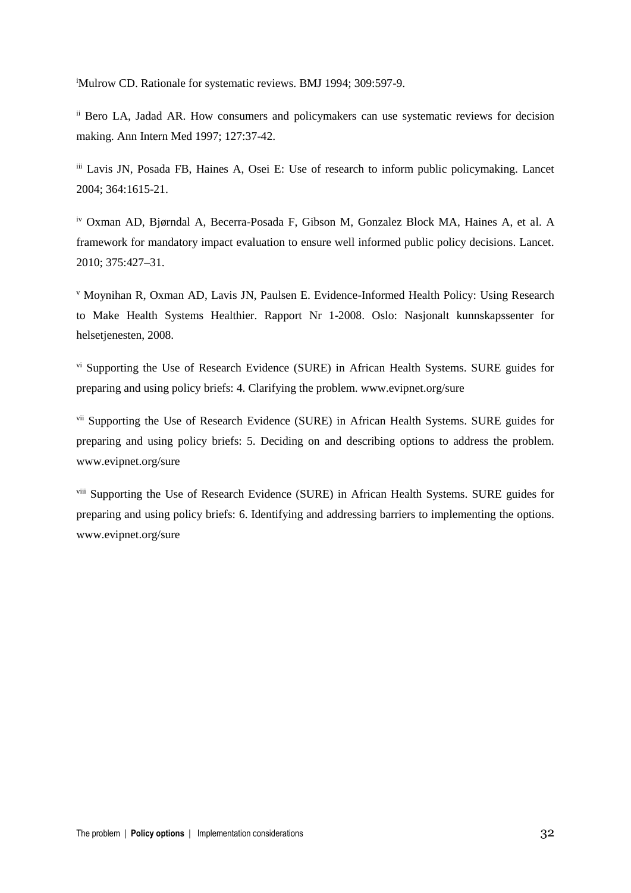[i] Mulrow CD. Rationale for systematic reviews. BMJ 1994; 309:597-9.

[ii] Bero LA, Jadad AR. How consumers and policymakers can use systematic reviews for decision making. Ann Intern Med 1997; 127:37-42.

[iii] Lavis JN, Posada FB, Haines A, Osei E: Use of research to inform public policymaking. Lancet 2004; 364:1615-21.

[iv] Oxman AD, Bjørndal A, Becerra-Posada F, Gibson M, Gonzalez Block MA, Haines A, et al. A framework for mandatory impact evaluation to ensure well informed public policy decisions. Lancet. 2010; 375:427–31.

[v] Moynihan R, Oxman AD, Lavis JN, Paulsen E. Evidence-Informed Health Policy: Using Research to Make Health Systems Healthier. Rapport Nr 1-2008. Oslo: Nasjonalt kunnskapssenter for helsetjenesten, 2008.

[vi] Supporting the Use of Research Evidence (SURE) in African Health Systems. SURE guides for preparing and using policy briefs: 4. Clarifying the problem. www.evipnet.org/sure

[vii] Supporting the Use of Research Evidence (SURE) in African Health Systems. SURE guides for preparing and using policy briefs: 5. Deciding on and describing options to address the problem. www.evipnet.org/sure

[viii] Supporting the Use of Research Evidence (SURE) in African Health Systems. SURE guides for preparing and using policy briefs: 6. Identifying and addressing barriers to implementing the options. www.evipnet.org/sure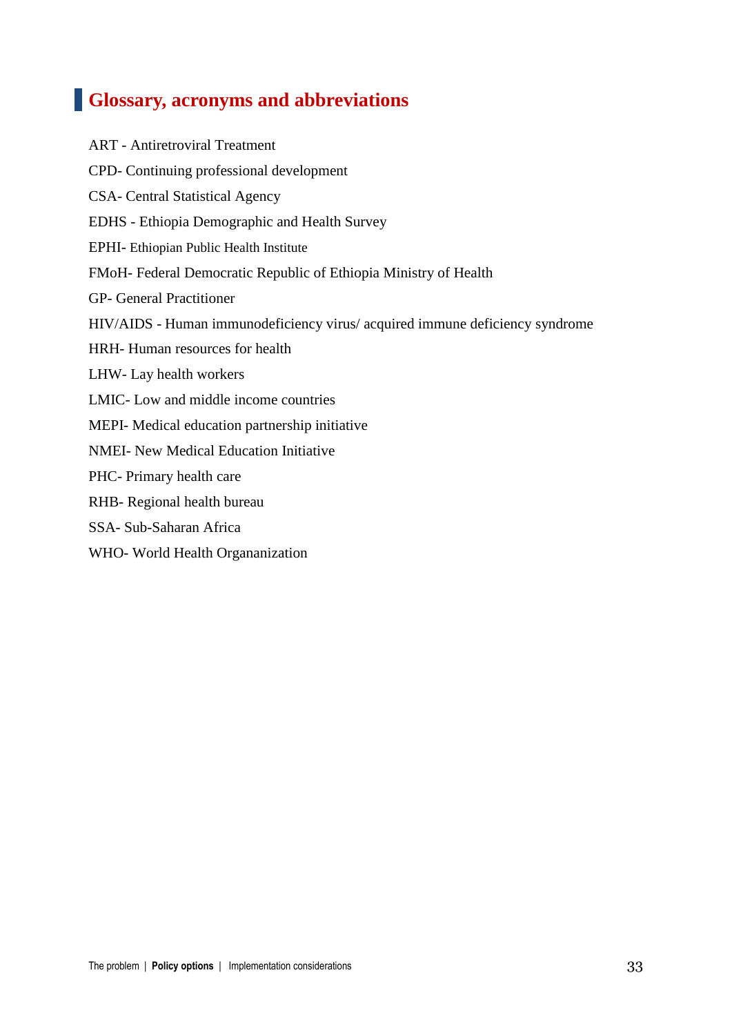## Glossary, acronyms and abbreviations

ART - Antiretroviral Treatment

CPD- Continuing professional development

CSA- Central Statistical Agency

EDHS - Ethiopia Demographic and Health Survey

EPHI- Ethiopian Public Health Institute

FMoH- Federal Democratic Republic of Ethiopia Ministry of Health

GP- General Practitioner

HIV/AIDS - Human immunodeficiency virus/ acquired immune deficiency syndrome

HRH- Human resources for health

LHW- Lay health workers

LMIC- Low and middle income countries

MEPI- Medical education partnership initiative

NMEI- New Medical Education Initiative

PHC- Primary health care

RHB- Regional health bureau

SSA- Sub-Saharan Africa

WHO- World Health Organanization